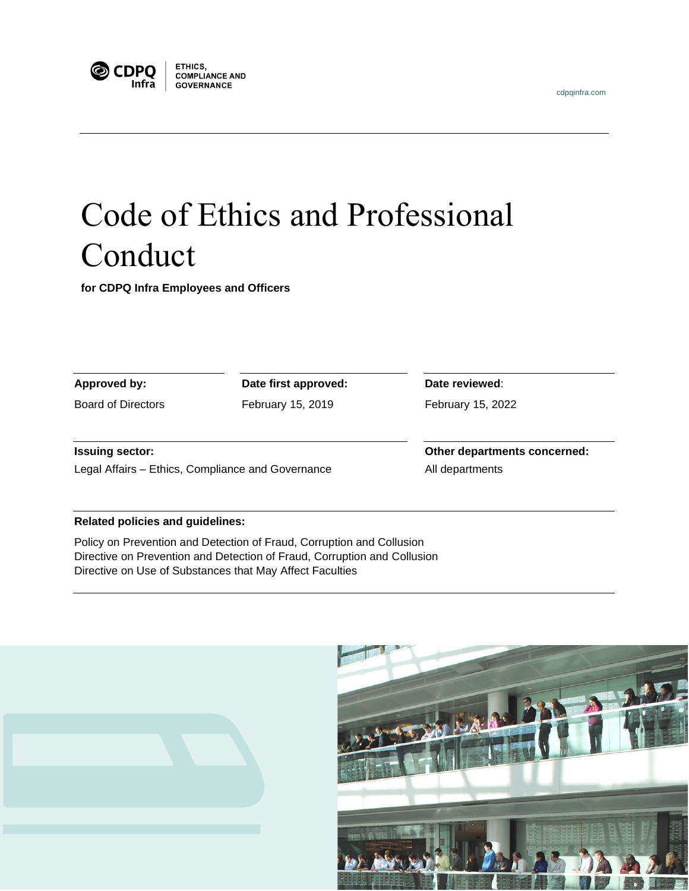CDPQ Infra | ETHICS, COMPLIANCE AND GOVERNANCE

cdpqinfra.com

# Code of Ethics and Professional Conduct

**for CDPQ Infra Employees and Officers**

**Approved by:**
Board of Directors

**Date first approved:**
February 15, 2019

**Date reviewed**:
February 15, 2022

**Issuing sector:**
Legal Affairs – Ethics, Compliance and Governance

**Other departments concerned:**
All departments

**Related policies and guidelines:**

Policy on Prevention and Detection of Fraud, Corruption and Collusion
Directive on Prevention and Detection of Fraud, Corruption and Collusion
Directive on Use of Substances that May Affect Faculties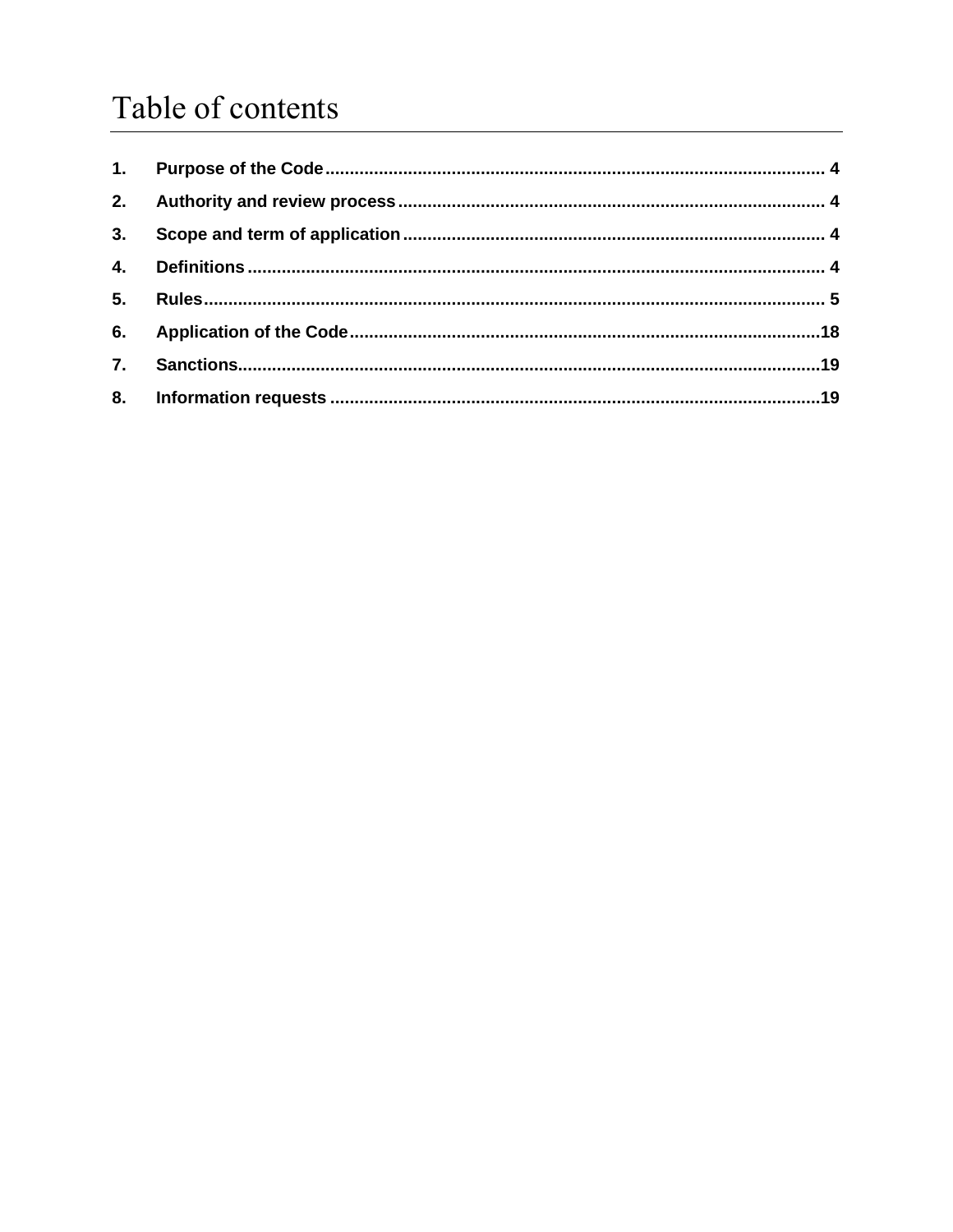# Table of contents

1. Purpose of the Code ..... 4
2. Authority and review process ..... 4
3. Scope and term of application ..... 4
4. Definitions ..... 4
5. Rules ..... 5
6. Application of the Code ..... 18
7. Sanctions ..... 19
8. Information requests ..... 19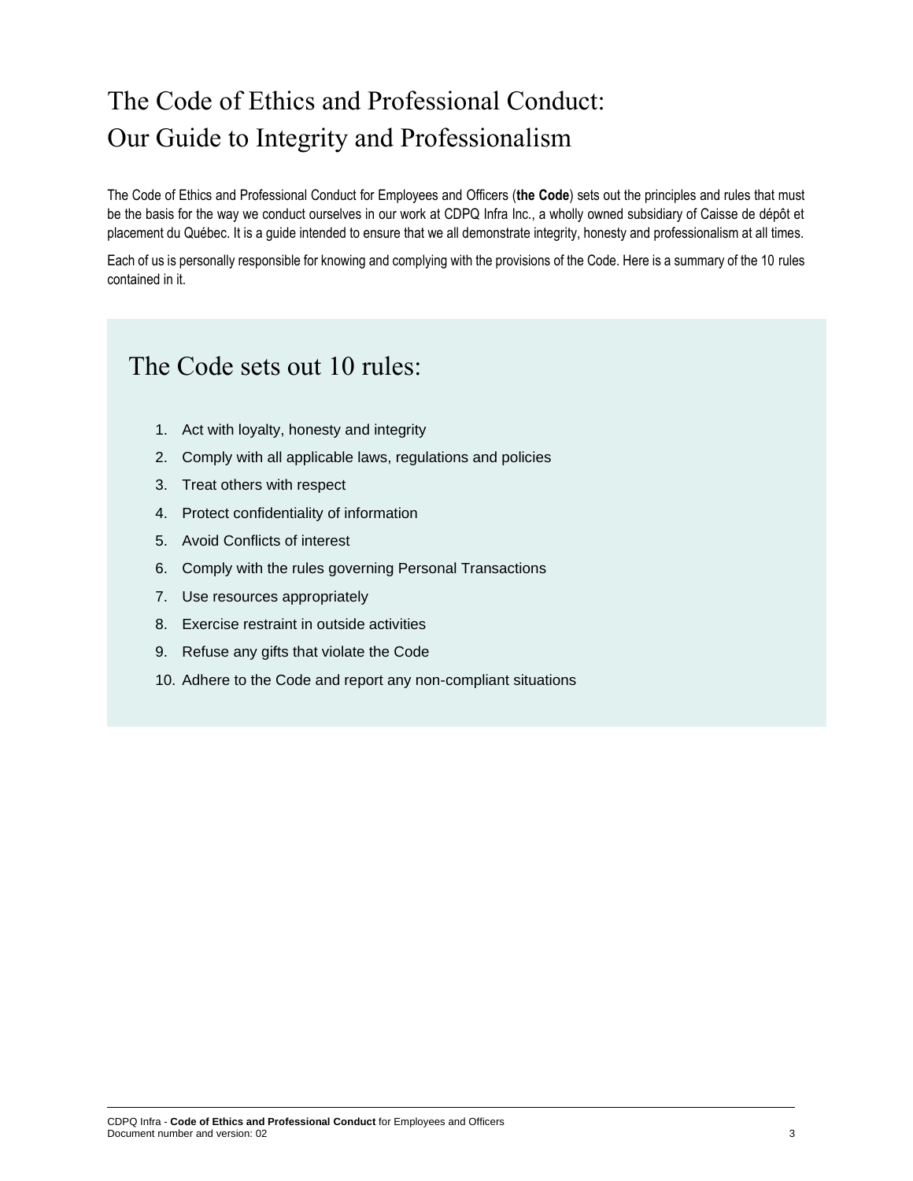# The Code of Ethics and Professional Conduct: Our Guide to Integrity and Professionalism

The Code of Ethics and Professional Conduct for Employees and Officers (**the Code**) sets out the principles and rules that must be the basis for the way we conduct ourselves in our work at CDPQ Infra Inc., a wholly owned subsidiary of Caisse de dépôt et placement du Québec. It is a guide intended to ensure that we all demonstrate integrity, honesty and professionalism at all times.

Each of us is personally responsible for knowing and complying with the provisions of the Code. Here is a summary of the 10 rules contained in it.

## The Code sets out 10 rules:

1. Act with loyalty, honesty and integrity
2. Comply with all applicable laws, regulations and policies
3. Treat others with respect
4. Protect confidentiality of information
5. Avoid Conflicts of interest
6. Comply with the rules governing Personal Transactions
7. Use resources appropriately
8. Exercise restraint in outside activities
9. Refuse any gifts that violate the Code
10. Adhere to the Code and report any non-compliant situations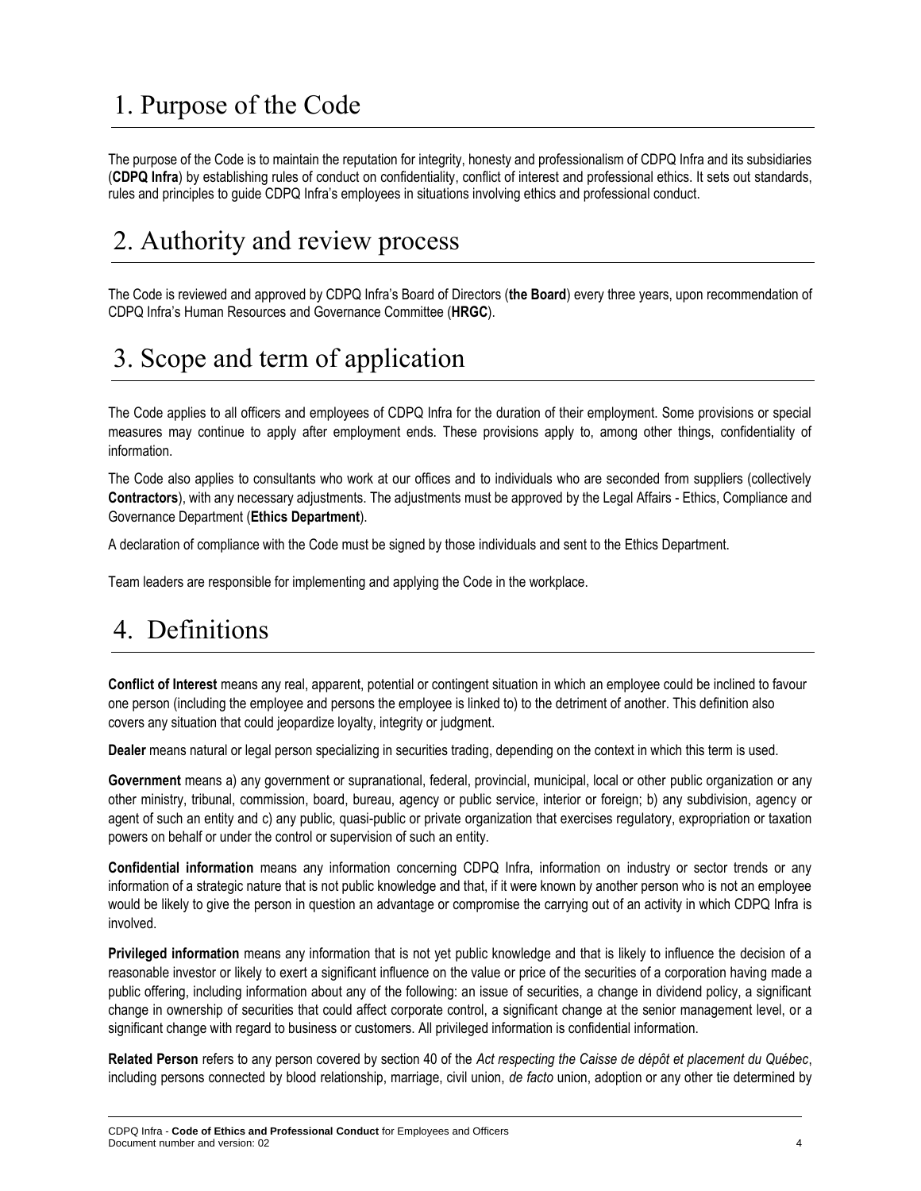# 1. Purpose of the Code

The purpose of the Code is to maintain the reputation for integrity, honesty and professionalism of CDPQ Infra and its subsidiaries (**CDPQ Infra**) by establishing rules of conduct on confidentiality, conflict of interest and professional ethics. It sets out standards, rules and principles to guide CDPQ Infra's employees in situations involving ethics and professional conduct.

# 2. Authority and review process

The Code is reviewed and approved by CDPQ Infra's Board of Directors (**the Board**) every three years, upon recommendation of CDPQ Infra's Human Resources and Governance Committee (**HRGC**).

# 3. Scope and term of application

The Code applies to all officers and employees of CDPQ Infra for the duration of their employment. Some provisions or special measures may continue to apply after employment ends. These provisions apply to, among other things, confidentiality of information.

The Code also applies to consultants who work at our offices and to individuals who are seconded from suppliers (collectively **Contractors**), with any necessary adjustments. The adjustments must be approved by the Legal Affairs - Ethics, Compliance and Governance Department (**Ethics Department**).

A declaration of compliance with the Code must be signed by those individuals and sent to the Ethics Department.

Team leaders are responsible for implementing and applying the Code in the workplace.

# 4. Definitions

**Conflict of Interest** means any real, apparent, potential or contingent situation in which an employee could be inclined to favour one person (including the employee and persons the employee is linked to) to the detriment of another. This definition also covers any situation that could jeopardize loyalty, integrity or judgment.

**Dealer** means natural or legal person specializing in securities trading, depending on the context in which this term is used.

**Government** means a) any government or supranational, federal, provincial, municipal, local or other public organization or any other ministry, tribunal, commission, board, bureau, agency or public service, interior or foreign; b) any subdivision, agency or agent of such an entity and c) any public, quasi-public or private organization that exercises regulatory, expropriation or taxation powers on behalf or under the control or supervision of such an entity.

**Confidential information** means any information concerning CDPQ Infra, information on industry or sector trends or any information of a strategic nature that is not public knowledge and that, if it were known by another person who is not an employee would be likely to give the person in question an advantage or compromise the carrying out of an activity in which CDPQ Infra is involved.

**Privileged information** means any information that is not yet public knowledge and that is likely to influence the decision of a reasonable investor or likely to exert a significant influence on the value or price of the securities of a corporation having made a public offering, including information about any of the following: an issue of securities, a change in dividend policy, a significant change in ownership of securities that could affect corporate control, a significant change at the senior management level, or a significant change with regard to business or customers. All privileged information is confidential information.

**Related Person** refers to any person covered by section 40 of the *Act respecting the Caisse de dépôt et placement du Québec*, including persons connected by blood relationship, marriage, civil union, *de facto* union, adoption or any other tie determined by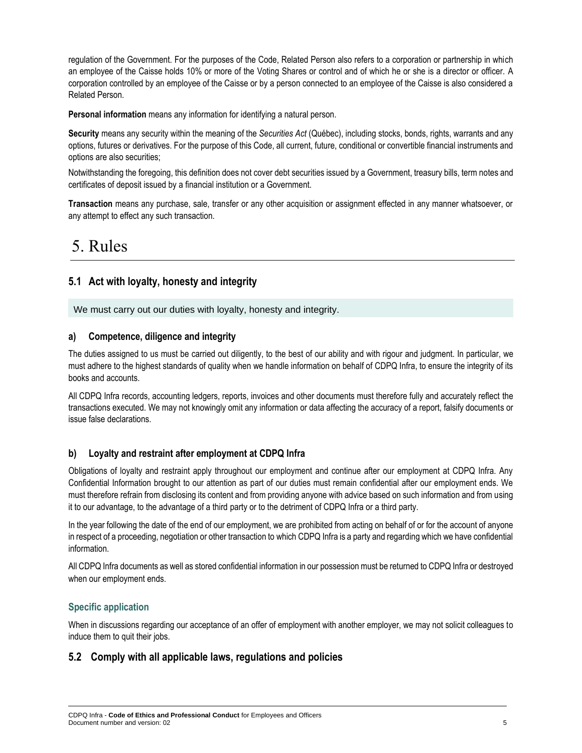regulation of the Government. For the purposes of the Code, Related Person also refers to a corporation or partnership in which an employee of the Caisse holds 10% or more of the Voting Shares or control and of which he or she is a director or officer. A corporation controlled by an employee of the Caisse or by a person connected to an employee of the Caisse is also considered a Related Person.

**Personal information** means any information for identifying a natural person.

**Security** means any security within the meaning of the *Securities Act* (Québec), including stocks, bonds, rights, warrants and any options, futures or derivatives. For the purpose of this Code, all current, future, conditional or convertible financial instruments and options are also securities;

Notwithstanding the foregoing, this definition does not cover debt securities issued by a Government, treasury bills, term notes and certificates of deposit issued by a financial institution or a Government.

**Transaction** means any purchase, sale, transfer or any other acquisition or assignment effected in any manner whatsoever, or any attempt to effect any such transaction.

# 5. Rules

## 5.1 Act with loyalty, honesty and integrity

We must carry out our duties with loyalty, honesty and integrity.

### a) Competence, diligence and integrity

The duties assigned to us must be carried out diligently, to the best of our ability and with rigour and judgment. In particular, we must adhere to the highest standards of quality when we handle information on behalf of CDPQ Infra, to ensure the integrity of its books and accounts.

All CDPQ Infra records, accounting ledgers, reports, invoices and other documents must therefore fully and accurately reflect the transactions executed. We may not knowingly omit any information or data affecting the accuracy of a report, falsify documents or issue false declarations.

### b) Loyalty and restraint after employment at CDPQ Infra

Obligations of loyalty and restraint apply throughout our employment and continue after our employment at CDPQ Infra. Any Confidential Information brought to our attention as part of our duties must remain confidential after our employment ends. We must therefore refrain from disclosing its content and from providing anyone with advice based on such information and from using it to our advantage, to the advantage of a third party or to the detriment of CDPQ Infra or a third party.

In the year following the date of the end of our employment, we are prohibited from acting on behalf of or for the account of anyone in respect of a proceeding, negotiation or other transaction to which CDPQ Infra is a party and regarding which we have confidential information.

All CDPQ Infra documents as well as stored confidential information in our possession must be returned to CDPQ Infra or destroyed when our employment ends.

#### Specific application

When in discussions regarding our acceptance of an offer of employment with another employer, we may not solicit colleagues to induce them to quit their jobs.

## 5.2 Comply with all applicable laws, regulations and policies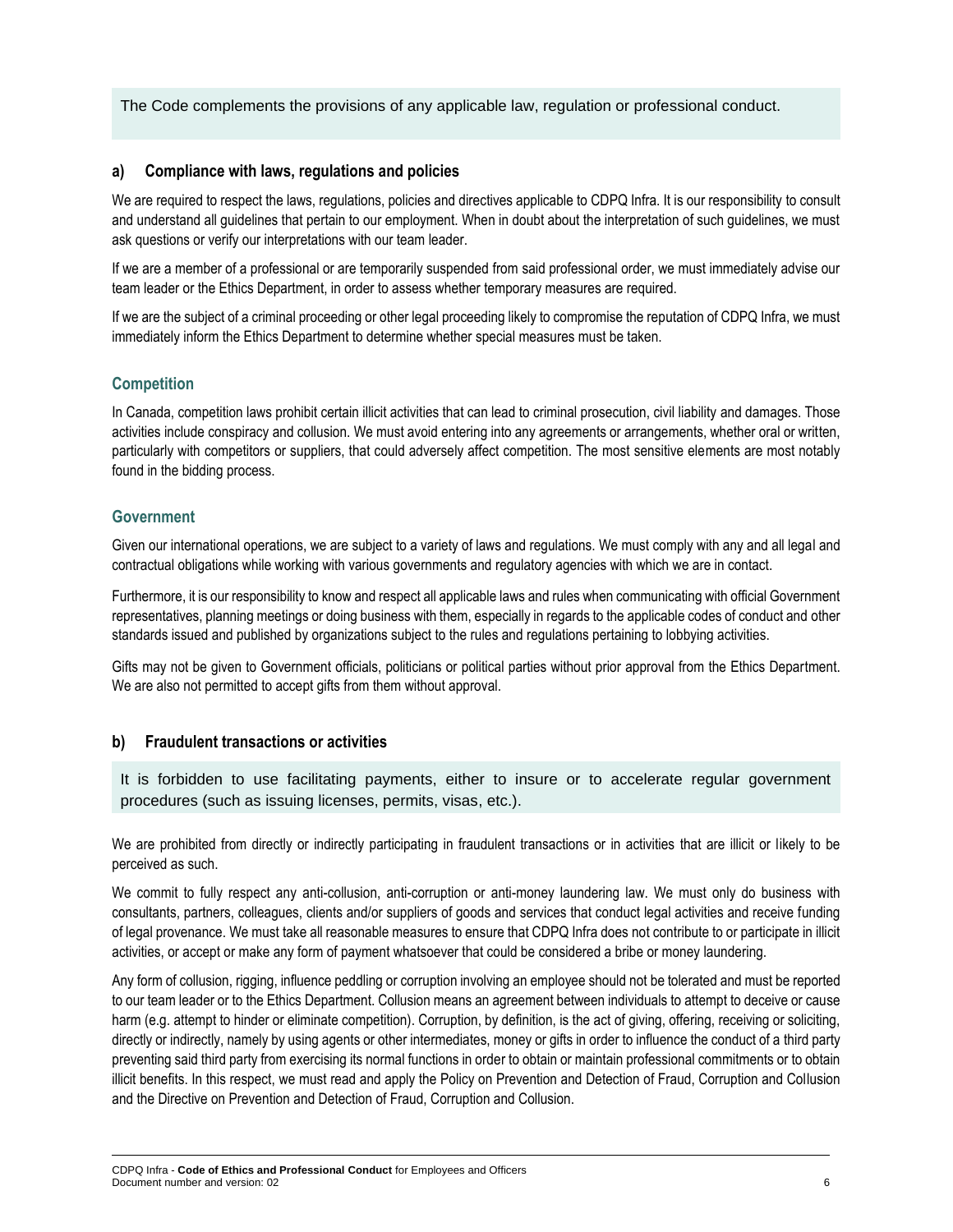The Code complements the provisions of any applicable law, regulation or professional conduct.

### a) Compliance with laws, regulations and policies

We are required to respect the laws, regulations, policies and directives applicable to CDPQ Infra. It is our responsibility to consult and understand all guidelines that pertain to our employment. When in doubt about the interpretation of such guidelines, we must ask questions or verify our interpretations with our team leader.

If we are a member of a professional or are temporarily suspended from said professional order, we must immediately advise our team leader or the Ethics Department, in order to assess whether temporary measures are required.

If we are the subject of a criminal proceeding or other legal proceeding likely to compromise the reputation of CDPQ Infra, we must immediately inform the Ethics Department to determine whether special measures must be taken.

#### Competition

In Canada, competition laws prohibit certain illicit activities that can lead to criminal prosecution, civil liability and damages. Those activities include conspiracy and collusion. We must avoid entering into any agreements or arrangements, whether oral or written, particularly with competitors or suppliers, that could adversely affect competition. The most sensitive elements are most notably found in the bidding process.

#### Government

Given our international operations, we are subject to a variety of laws and regulations. We must comply with any and all legal and contractual obligations while working with various governments and regulatory agencies with which we are in contact.

Furthermore, it is our responsibility to know and respect all applicable laws and rules when communicating with official Government representatives, planning meetings or doing business with them, especially in regards to the applicable codes of conduct and other standards issued and published by organizations subject to the rules and regulations pertaining to lobbying activities.

Gifts may not be given to Government officials, politicians or political parties without prior approval from the Ethics Department. We are also not permitted to accept gifts from them without approval.

### b) Fraudulent transactions or activities

It is forbidden to use facilitating payments, either to insure or to accelerate regular government procedures (such as issuing licenses, permits, visas, etc.).

We are prohibited from directly or indirectly participating in fraudulent transactions or in activities that are illicit or likely to be perceived as such.

We commit to fully respect any anti-collusion, anti-corruption or anti-money laundering law. We must only do business with consultants, partners, colleagues, clients and/or suppliers of goods and services that conduct legal activities and receive funding of legal provenance. We must take all reasonable measures to ensure that CDPQ Infra does not contribute to or participate in illicit activities, or accept or make any form of payment whatsoever that could be considered a bribe or money laundering.

Any form of collusion, rigging, influence peddling or corruption involving an employee should not be tolerated and must be reported to our team leader or to the Ethics Department. Collusion means an agreement between individuals to attempt to deceive or cause harm (e.g. attempt to hinder or eliminate competition). Corruption, by definition, is the act of giving, offering, receiving or soliciting, directly or indirectly, namely by using agents or other intermediates, money or gifts in order to influence the conduct of a third party preventing said third party from exercising its normal functions in order to obtain or maintain professional commitments or to obtain illicit benefits. In this respect, we must read and apply the Policy on Prevention and Detection of Fraud, Corruption and Collusion and the Directive on Prevention and Detection of Fraud, Corruption and Collusion.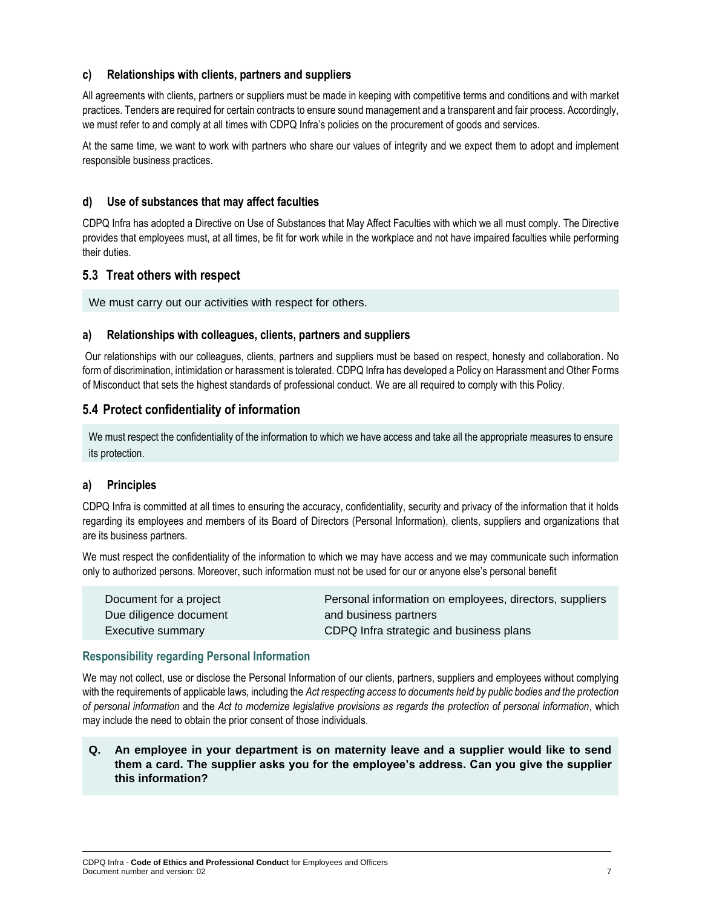### c) Relationships with clients, partners and suppliers

All agreements with clients, partners or suppliers must be made in keeping with competitive terms and conditions and with market practices. Tenders are required for certain contracts to ensure sound management and a transparent and fair process. Accordingly, we must refer to and comply at all times with CDPQ Infra's policies on the procurement of goods and services.

At the same time, we want to work with partners who share our values of integrity and we expect them to adopt and implement responsible business practices.

### d) Use of substances that may affect faculties

CDPQ Infra has adopted a Directive on Use of Substances that May Affect Faculties with which we all must comply. The Directive provides that employees must, at all times, be fit for work while in the workplace and not have impaired faculties while performing their duties.

## 5.3 Treat others with respect

We must carry out our activities with respect for others.

### a) Relationships with colleagues, clients, partners and suppliers

Our relationships with our colleagues, clients, partners and suppliers must be based on respect, honesty and collaboration. No form of discrimination, intimidation or harassment is tolerated. CDPQ Infra has developed a Policy on Harassment and Other Forms of Misconduct that sets the highest standards of professional conduct. We are all required to comply with this Policy.

## 5.4 Protect confidentiality of information

We must respect the confidentiality of the information to which we have access and take all the appropriate measures to ensure its protection.

### a) Principles

CDPQ Infra is committed at all times to ensuring the accuracy, confidentiality, security and privacy of the information that it holds regarding its employees and members of its Board of Directors (Personal Information), clients, suppliers and organizations that are its business partners.

We must respect the confidentiality of the information to which we may have access and we may communicate such information only to authorized persons. Moreover, such information must not be used for our or anyone else's personal benefit

| | |
|---|---|
| Document for a project | Personal information on employees, directors, suppliers and business partners |
| Due diligence document | CDPQ Infra strategic and business plans |
| Executive summary | |

#### Responsibility regarding Personal Information

We may not collect, use or disclose the Personal Information of our clients, partners, suppliers and employees without complying with the requirements of applicable laws, including the *Act respecting access to documents held by public bodies and the protection of personal information* and the *Act to modernize legislative provisions as regards the protection of personal information*, which may include the need to obtain the prior consent of those individuals.

**Q. An employee in your department is on maternity leave and a supplier would like to send them a card. The supplier asks you for the employee's address. Can you give the supplier this information?**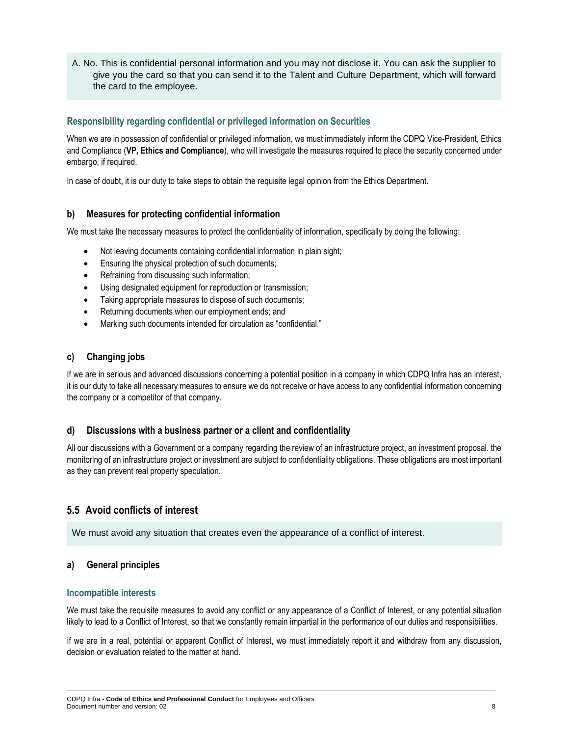A. No. This is confidential personal information and you may not disclose it. You can ask the supplier to give you the card so that you can send it to the Talent and Culture Department, which will forward the card to the employee.

#### Responsibility regarding confidential or privileged information on Securities

When we are in possession of confidential or privileged information, we must immediately inform the CDPQ Vice-President, Ethics and Compliance (**VP, Ethics and Compliance**), who will investigate the measures required to place the security concerned under embargo, if required.

In case of doubt, it is our duty to take steps to obtain the requisite legal opinion from the Ethics Department.

### b) Measures for protecting confidential information

We must take the necessary measures to protect the confidentiality of information, specifically by doing the following:

- Not leaving documents containing confidential information in plain sight;
- Ensuring the physical protection of such documents;
- Refraining from discussing such information;
- Using designated equipment for reproduction or transmission;
- Taking appropriate measures to dispose of such documents;
- Returning documents when our employment ends; and
- Marking such documents intended for circulation as "confidential."

### c) Changing jobs

If we are in serious and advanced discussions concerning a potential position in a company in which CDPQ Infra has an interest, it is our duty to take all necessary measures to ensure we do not receive or have access to any confidential information concerning the company or a competitor of that company.

### d) Discussions with a business partner or a client and confidentiality

All our discussions with a Government or a company regarding the review of an infrastructure project, an investment proposal. the monitoring of an infrastructure project or investment are subject to confidentiality obligations. These obligations are most important as they can prevent real property speculation.

## 5.5 Avoid conflicts of interest

We must avoid any situation that creates even the appearance of a conflict of interest.

### a) General principles

#### Incompatible interests

We must take the requisite measures to avoid any conflict or any appearance of a Conflict of Interest, or any potential situation likely to lead to a Conflict of Interest, so that we constantly remain impartial in the performance of our duties and responsibilities.

If we are in a real, potential or apparent Conflict of Interest, we must immediately report it and withdraw from any discussion, decision or evaluation related to the matter at hand.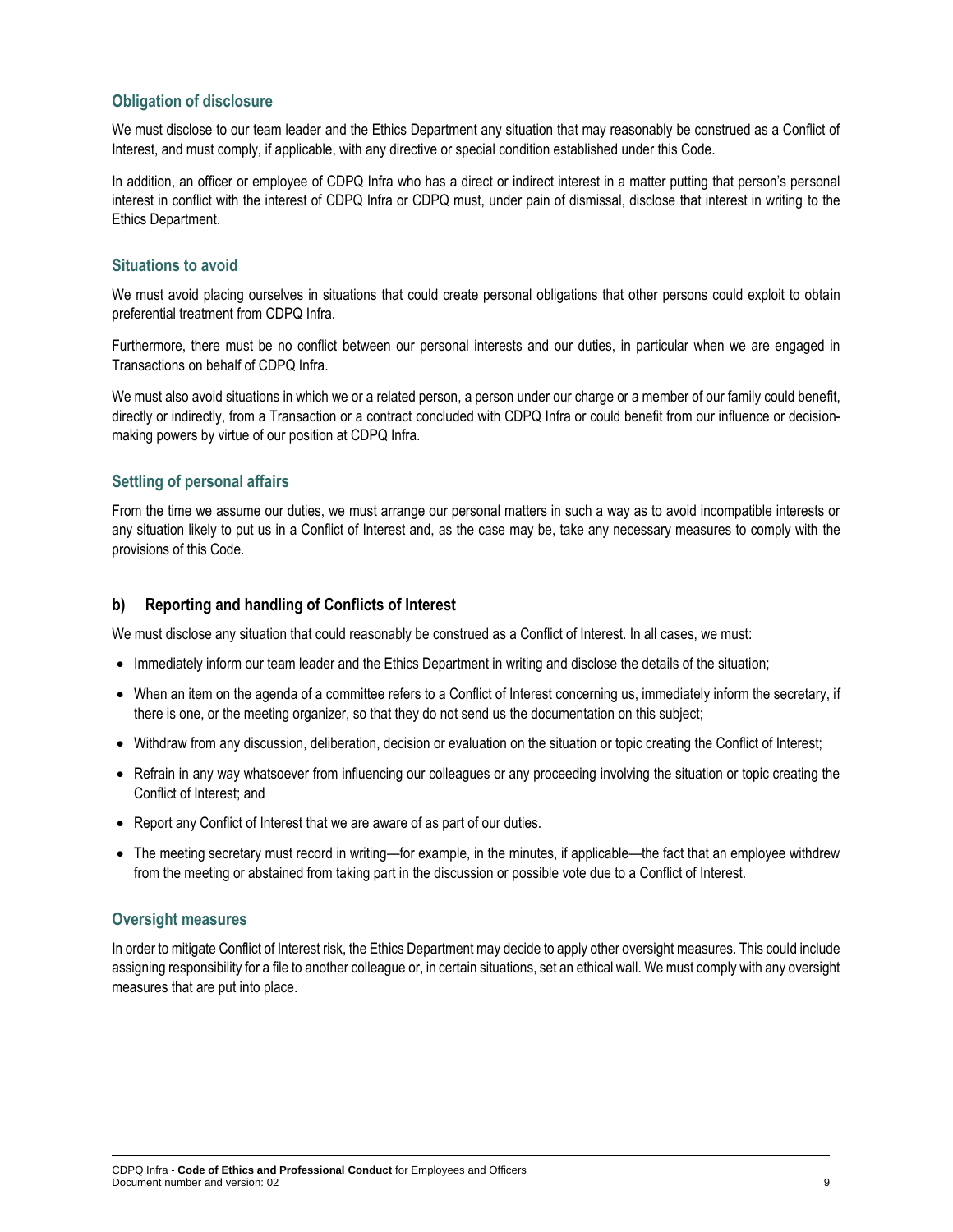### Obligation of disclosure

We must disclose to our team leader and the Ethics Department any situation that may reasonably be construed as a Conflict of Interest, and must comply, if applicable, with any directive or special condition established under this Code.

In addition, an officer or employee of CDPQ Infra who has a direct or indirect interest in a matter putting that person's personal interest in conflict with the interest of CDPQ Infra or CDPQ must, under pain of dismissal, disclose that interest in writing to the Ethics Department.

### Situations to avoid

We must avoid placing ourselves in situations that could create personal obligations that other persons could exploit to obtain preferential treatment from CDPQ Infra.

Furthermore, there must be no conflict between our personal interests and our duties, in particular when we are engaged in Transactions on behalf of CDPQ Infra.

We must also avoid situations in which we or a related person, a person under our charge or a member of our family could benefit, directly or indirectly, from a Transaction or a contract concluded with CDPQ Infra or could benefit from our influence or decision-making powers by virtue of our position at CDPQ Infra.

### Settling of personal affairs

From the time we assume our duties, we must arrange our personal matters in such a way as to avoid incompatible interests or any situation likely to put us in a Conflict of Interest and, as the case may be, take any necessary measures to comply with the provisions of this Code.

## b) Reporting and handling of Conflicts of Interest

We must disclose any situation that could reasonably be construed as a Conflict of Interest. In all cases, we must:

- Immediately inform our team leader and the Ethics Department in writing and disclose the details of the situation;
- When an item on the agenda of a committee refers to a Conflict of Interest concerning us, immediately inform the secretary, if there is one, or the meeting organizer, so that they do not send us the documentation on this subject;
- Withdraw from any discussion, deliberation, decision or evaluation on the situation or topic creating the Conflict of Interest;
- Refrain in any way whatsoever from influencing our colleagues or any proceeding involving the situation or topic creating the Conflict of Interest; and
- Report any Conflict of Interest that we are aware of as part of our duties.
- The meeting secretary must record in writing—for example, in the minutes, if applicable—the fact that an employee withdrew from the meeting or abstained from taking part in the discussion or possible vote due to a Conflict of Interest.

### Oversight measures

In order to mitigate Conflict of Interest risk, the Ethics Department may decide to apply other oversight measures. This could include assigning responsibility for a file to another colleague or, in certain situations, set an ethical wall. We must comply with any oversight measures that are put into place.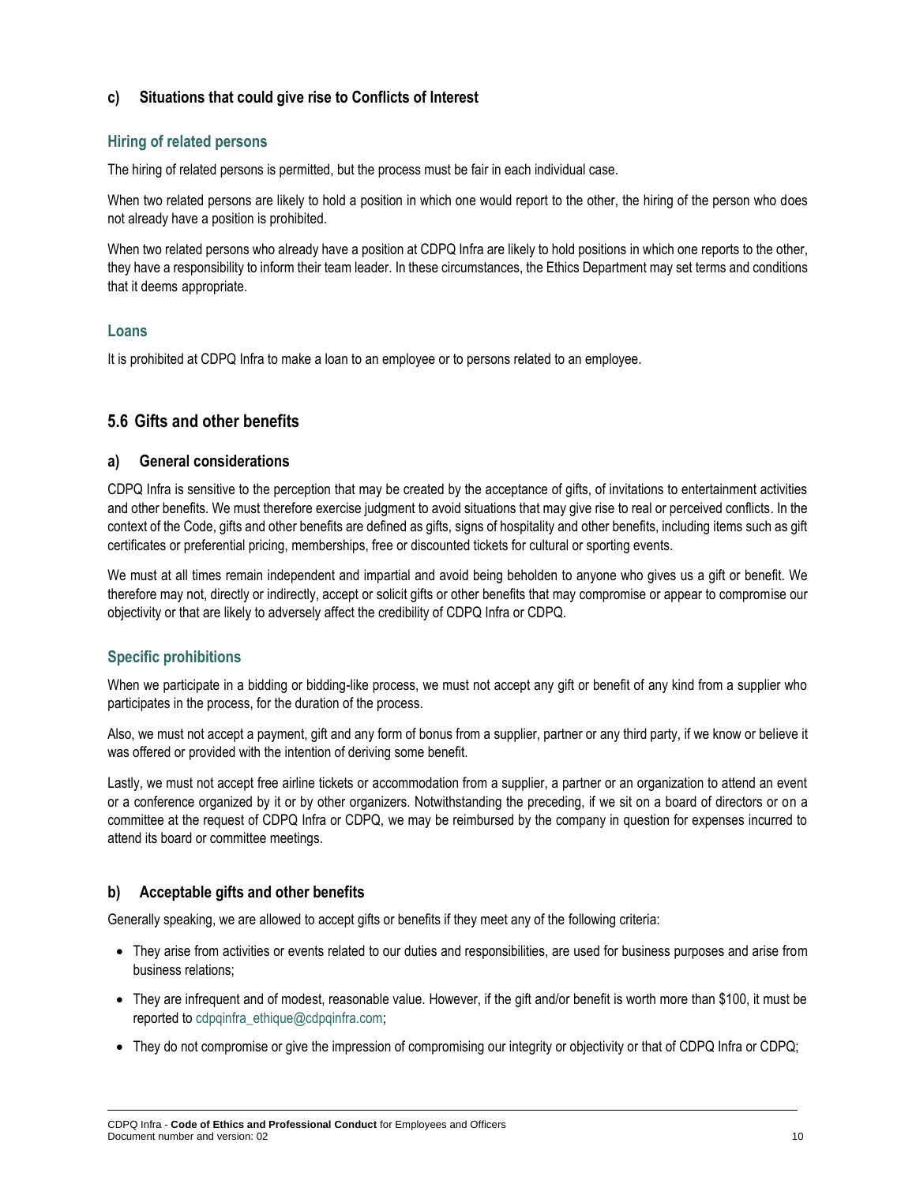### c) Situations that could give rise to Conflicts of Interest

#### Hiring of related persons

The hiring of related persons is permitted, but the process must be fair in each individual case.

When two related persons are likely to hold a position in which one would report to the other, the hiring of the person who does not already have a position is prohibited.

When two related persons who already have a position at CDPQ Infra are likely to hold positions in which one reports to the other, they have a responsibility to inform their team leader. In these circumstances, the Ethics Department may set terms and conditions that it deems appropriate.

#### Loans

It is prohibited at CDPQ Infra to make a loan to an employee or to persons related to an employee.

## 5.6 Gifts and other benefits

### a) General considerations

CDPQ Infra is sensitive to the perception that may be created by the acceptance of gifts, of invitations to entertainment activities and other benefits. We must therefore exercise judgment to avoid situations that may give rise to real or perceived conflicts. In the context of the Code, gifts and other benefits are defined as gifts, signs of hospitality and other benefits, including items such as gift certificates or preferential pricing, memberships, free or discounted tickets for cultural or sporting events.

We must at all times remain independent and impartial and avoid being beholden to anyone who gives us a gift or benefit. We therefore may not, directly or indirectly, accept or solicit gifts or other benefits that may compromise or appear to compromise our objectivity or that are likely to adversely affect the credibility of CDPQ Infra or CDPQ.

#### Specific prohibitions

When we participate in a bidding or bidding-like process, we must not accept any gift or benefit of any kind from a supplier who participates in the process, for the duration of the process.

Also, we must not accept a payment, gift and any form of bonus from a supplier, partner or any third party, if we know or believe it was offered or provided with the intention of deriving some benefit.

Lastly, we must not accept free airline tickets or accommodation from a supplier, a partner or an organization to attend an event or a conference organized by it or by other organizers. Notwithstanding the preceding, if we sit on a board of directors or on a committee at the request of CDPQ Infra or CDPQ, we may be reimbursed by the company in question for expenses incurred to attend its board or committee meetings.

### b) Acceptable gifts and other benefits

Generally speaking, we are allowed to accept gifts or benefits if they meet any of the following criteria:

- They arise from activities or events related to our duties and responsibilities, are used for business purposes and arise from business relations;
- They are infrequent and of modest, reasonable value. However, if the gift and/or benefit is worth more than $100, it must be reported to cdpqinfra_ethique@cdpqinfra.com;
- They do not compromise or give the impression of compromising our integrity or objectivity or that of CDPQ Infra or CDPQ;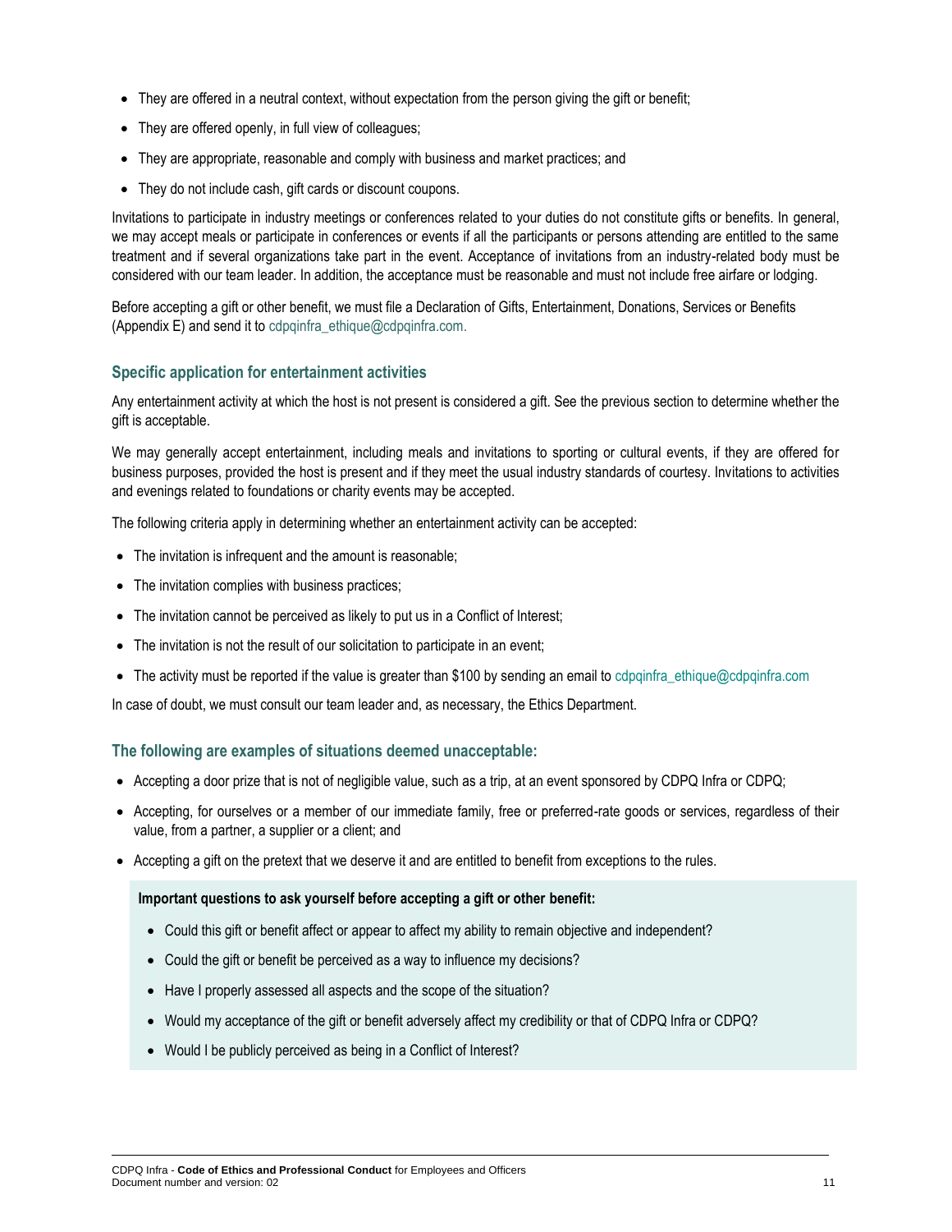- They are offered in a neutral context, without expectation from the person giving the gift or benefit;
- They are offered openly, in full view of colleagues;
- They are appropriate, reasonable and comply with business and market practices; and
- They do not include cash, gift cards or discount coupons.

Invitations to participate in industry meetings or conferences related to your duties do not constitute gifts or benefits. In general, we may accept meals or participate in conferences or events if all the participants or persons attending are entitled to the same treatment and if several organizations take part in the event. Acceptance of invitations from an industry-related body must be considered with our team leader. In addition, the acceptance must be reasonable and must not include free airfare or lodging.

Before accepting a gift or other benefit, we must file a Declaration of Gifts, Entertainment, Donations, Services or Benefits (Appendix E) and send it to cdpqinfra_ethique@cdpqinfra.com.

### Specific application for entertainment activities

Any entertainment activity at which the host is not present is considered a gift. See the previous section to determine whether the gift is acceptable.

We may generally accept entertainment, including meals and invitations to sporting or cultural events, if they are offered for business purposes, provided the host is present and if they meet the usual industry standards of courtesy. Invitations to activities and evenings related to foundations or charity events may be accepted.

The following criteria apply in determining whether an entertainment activity can be accepted:

- The invitation is infrequent and the amount is reasonable;
- The invitation complies with business practices;
- The invitation cannot be perceived as likely to put us in a Conflict of Interest;
- The invitation is not the result of our solicitation to participate in an event;
- The activity must be reported if the value is greater than $100 by sending an email to cdpqinfra_ethique@cdpqinfra.com

In case of doubt, we must consult our team leader and, as necessary, the Ethics Department.

### The following are examples of situations deemed unacceptable:

- Accepting a door prize that is not of negligible value, such as a trip, at an event sponsored by CDPQ Infra or CDPQ;
- Accepting, for ourselves or a member of our immediate family, free or preferred-rate goods or services, regardless of their value, from a partner, a supplier or a client; and
- Accepting a gift on the pretext that we deserve it and are entitled to benefit from exceptions to the rules.

**Important questions to ask yourself before accepting a gift or other benefit:**

- Could this gift or benefit affect or appear to affect my ability to remain objective and independent?
- Could the gift or benefit be perceived as a way to influence my decisions?
- Have I properly assessed all aspects and the scope of the situation?
- Would my acceptance of the gift or benefit adversely affect my credibility or that of CDPQ Infra or CDPQ?
- Would I be publicly perceived as being in a Conflict of Interest?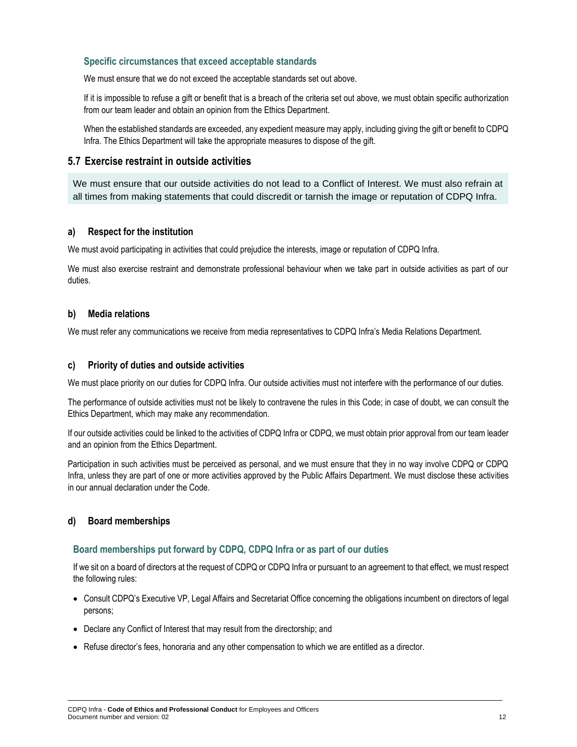#### Specific circumstances that exceed acceptable standards

We must ensure that we do not exceed the acceptable standards set out above.

If it is impossible to refuse a gift or benefit that is a breach of the criteria set out above, we must obtain specific authorization from our team leader and obtain an opinion from the Ethics Department.

When the established standards are exceeded, any expedient measure may apply, including giving the gift or benefit to CDPQ Infra. The Ethics Department will take the appropriate measures to dispose of the gift.

## 5.7 Exercise restraint in outside activities

We must ensure that our outside activities do not lead to a Conflict of Interest. We must also refrain at all times from making statements that could discredit or tarnish the image or reputation of CDPQ Infra.

### a) Respect for the institution

We must avoid participating in activities that could prejudice the interests, image or reputation of CDPQ Infra.

We must also exercise restraint and demonstrate professional behaviour when we take part in outside activities as part of our duties.

### b) Media relations

We must refer any communications we receive from media representatives to CDPQ Infra's Media Relations Department.

### c) Priority of duties and outside activities

We must place priority on our duties for CDPQ Infra. Our outside activities must not interfere with the performance of our duties.

The performance of outside activities must not be likely to contravene the rules in this Code; in case of doubt, we can consult the Ethics Department, which may make any recommendation.

If our outside activities could be linked to the activities of CDPQ Infra or CDPQ, we must obtain prior approval from our team leader and an opinion from the Ethics Department.

Participation in such activities must be perceived as personal, and we must ensure that they in no way involve CDPQ or CDPQ Infra, unless they are part of one or more activities approved by the Public Affairs Department. We must disclose these activities in our annual declaration under the Code.

### d) Board memberships

#### Board memberships put forward by CDPQ, CDPQ Infra or as part of our duties

If we sit on a board of directors at the request of CDPQ or CDPQ Infra or pursuant to an agreement to that effect, we must respect the following rules:

- Consult CDPQ's Executive VP, Legal Affairs and Secretariat Office concerning the obligations incumbent on directors of legal persons;
- Declare any Conflict of Interest that may result from the directorship; and
- Refuse director's fees, honoraria and any other compensation to which we are entitled as a director.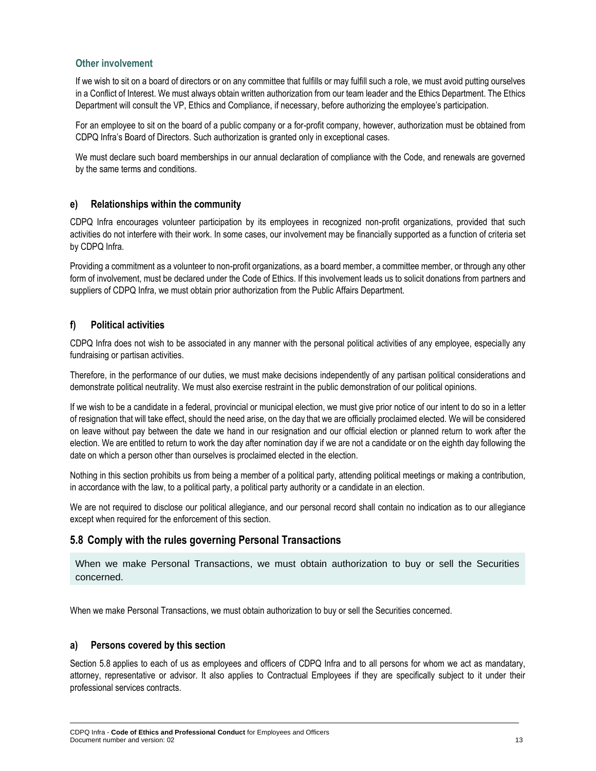### Other involvement

If we wish to sit on a board of directors or on any committee that fulfills or may fulfill such a role, we must avoid putting ourselves in a Conflict of Interest. We must always obtain written authorization from our team leader and the Ethics Department. The Ethics Department will consult the VP, Ethics and Compliance, if necessary, before authorizing the employee's participation.

For an employee to sit on the board of a public company or a for-profit company, however, authorization must be obtained from CDPQ Infra's Board of Directors. Such authorization is granted only in exceptional cases.

We must declare such board memberships in our annual declaration of compliance with the Code, and renewals are governed by the same terms and conditions.

### e) Relationships within the community

CDPQ Infra encourages volunteer participation by its employees in recognized non-profit organizations, provided that such activities do not interfere with their work. In some cases, our involvement may be financially supported as a function of criteria set by CDPQ Infra.

Providing a commitment as a volunteer to non-profit organizations, as a board member, a committee member, or through any other form of involvement, must be declared under the Code of Ethics. If this involvement leads us to solicit donations from partners and suppliers of CDPQ Infra, we must obtain prior authorization from the Public Affairs Department.

### f) Political activities

CDPQ Infra does not wish to be associated in any manner with the personal political activities of any employee, especially any fundraising or partisan activities.

Therefore, in the performance of our duties, we must make decisions independently of any partisan political considerations and demonstrate political neutrality. We must also exercise restraint in the public demonstration of our political opinions.

If we wish to be a candidate in a federal, provincial or municipal election, we must give prior notice of our intent to do so in a letter of resignation that will take effect, should the need arise, on the day that we are officially proclaimed elected. We will be considered on leave without pay between the date we hand in our resignation and our official election or planned return to work after the election. We are entitled to return to work the day after nomination day if we are not a candidate or on the eighth day following the date on which a person other than ourselves is proclaimed elected in the election.

Nothing in this section prohibits us from being a member of a political party, attending political meetings or making a contribution, in accordance with the law, to a political party, a political party authority or a candidate in an election.

We are not required to disclose our political allegiance, and our personal record shall contain no indication as to our allegiance except when required for the enforcement of this section.

## 5.8 Comply with the rules governing Personal Transactions

> When we make Personal Transactions, we must obtain authorization to buy or sell the Securities concerned.

When we make Personal Transactions, we must obtain authorization to buy or sell the Securities concerned.

### a) Persons covered by this section

Section 5.8 applies to each of us as employees and officers of CDPQ Infra and to all persons for whom we act as mandatary, attorney, representative or advisor. It also applies to Contractual Employees if they are specifically subject to it under their professional services contracts.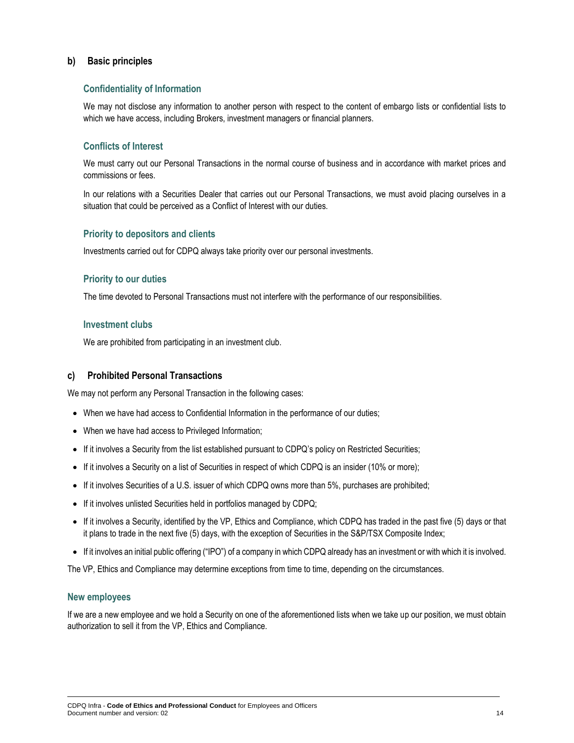### b) Basic principles

#### Confidentiality of Information

We may not disclose any information to another person with respect to the content of embargo lists or confidential lists to which we have access, including Brokers, investment managers or financial planners.

#### Conflicts of Interest

We must carry out our Personal Transactions in the normal course of business and in accordance with market prices and commissions or fees.

In our relations with a Securities Dealer that carries out our Personal Transactions, we must avoid placing ourselves in a situation that could be perceived as a Conflict of Interest with our duties.

#### Priority to depositors and clients

Investments carried out for CDPQ always take priority over our personal investments.

#### Priority to our duties

The time devoted to Personal Transactions must not interfere with the performance of our responsibilities.

#### Investment clubs

We are prohibited from participating in an investment club.

### c) Prohibited Personal Transactions

We may not perform any Personal Transaction in the following cases:

- When we have had access to Confidential Information in the performance of our duties;
- When we have had access to Privileged Information;
- If it involves a Security from the list established pursuant to CDPQ's policy on Restricted Securities;
- If it involves a Security on a list of Securities in respect of which CDPQ is an insider (10% or more);
- If it involves Securities of a U.S. issuer of which CDPQ owns more than 5%, purchases are prohibited;
- If it involves unlisted Securities held in portfolios managed by CDPQ;
- If it involves a Security, identified by the VP, Ethics and Compliance, which CDPQ has traded in the past five (5) days or that it plans to trade in the next five (5) days, with the exception of Securities in the S&P/TSX Composite Index;
- If it involves an initial public offering ("IPO") of a company in which CDPQ already has an investment or with which it is involved.

The VP, Ethics and Compliance may determine exceptions from time to time, depending on the circumstances.

#### New employees

If we are a new employee and we hold a Security on one of the aforementioned lists when we take up our position, we must obtain authorization to sell it from the VP, Ethics and Compliance.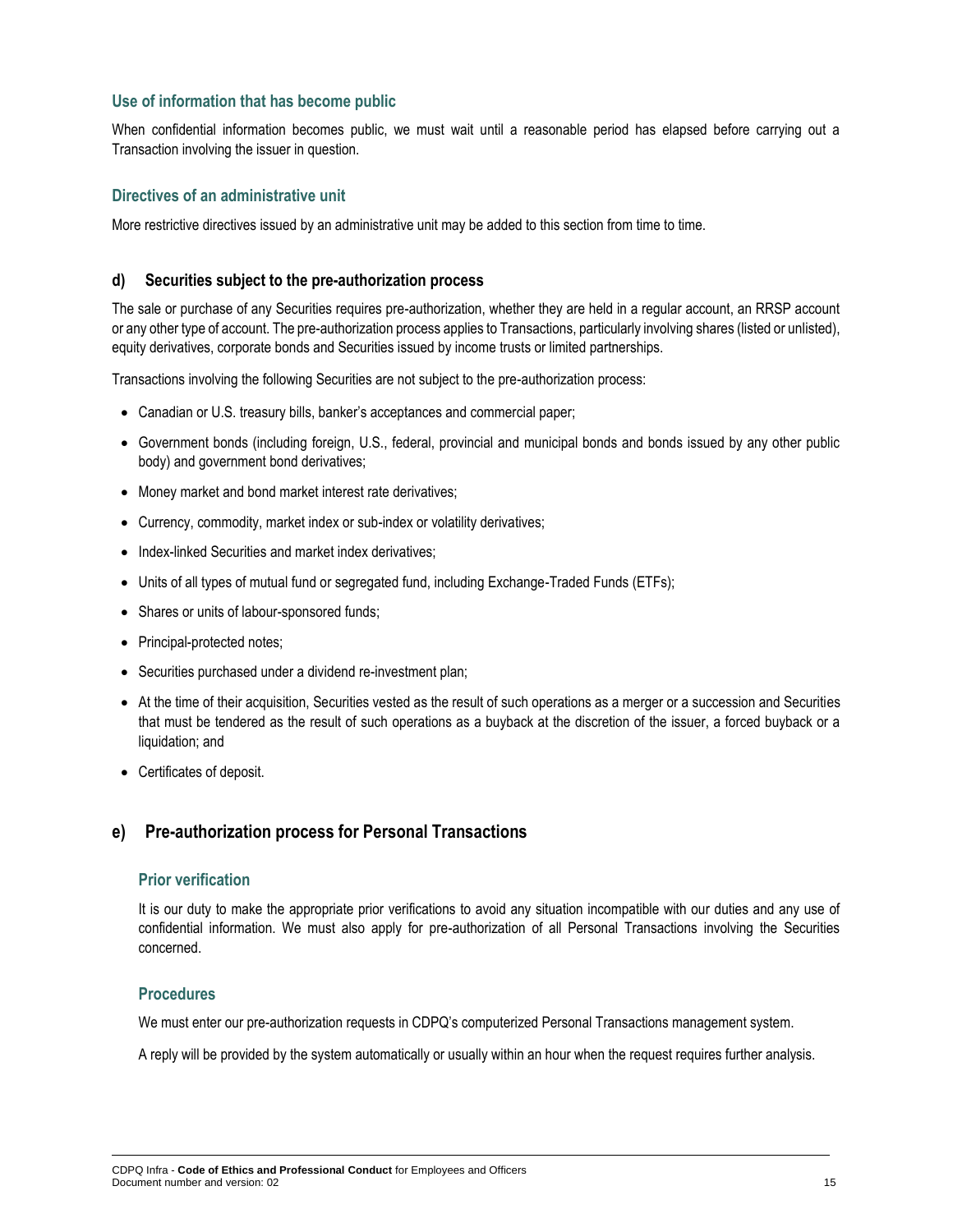### Use of information that has become public

When confidential information becomes public, we must wait until a reasonable period has elapsed before carrying out a Transaction involving the issuer in question.

### Directives of an administrative unit

More restrictive directives issued by an administrative unit may be added to this section from time to time.

### d) Securities subject to the pre-authorization process

The sale or purchase of any Securities requires pre-authorization, whether they are held in a regular account, an RRSP account or any other type of account. The pre-authorization process applies to Transactions, particularly involving shares (listed or unlisted), equity derivatives, corporate bonds and Securities issued by income trusts or limited partnerships.

Transactions involving the following Securities are not subject to the pre-authorization process:

- Canadian or U.S. treasury bills, banker's acceptances and commercial paper;
- Government bonds (including foreign, U.S., federal, provincial and municipal bonds and bonds issued by any other public body) and government bond derivatives;
- Money market and bond market interest rate derivatives;
- Currency, commodity, market index or sub-index or volatility derivatives;
- Index-linked Securities and market index derivatives;
- Units of all types of mutual fund or segregated fund, including Exchange-Traded Funds (ETFs);
- Shares or units of labour-sponsored funds;
- Principal-protected notes;
- Securities purchased under a dividend re-investment plan;
- At the time of their acquisition, Securities vested as the result of such operations as a merger or a succession and Securities that must be tendered as the result of such operations as a buyback at the discretion of the issuer, a forced buyback or a liquidation; and
- Certificates of deposit.

## e) Pre-authorization process for Personal Transactions

### Prior verification

It is our duty to make the appropriate prior verifications to avoid any situation incompatible with our duties and any use of confidential information. We must also apply for pre-authorization of all Personal Transactions involving the Securities concerned.

### Procedures

We must enter our pre-authorization requests in CDPQ's computerized Personal Transactions management system.

A reply will be provided by the system automatically or usually within an hour when the request requires further analysis.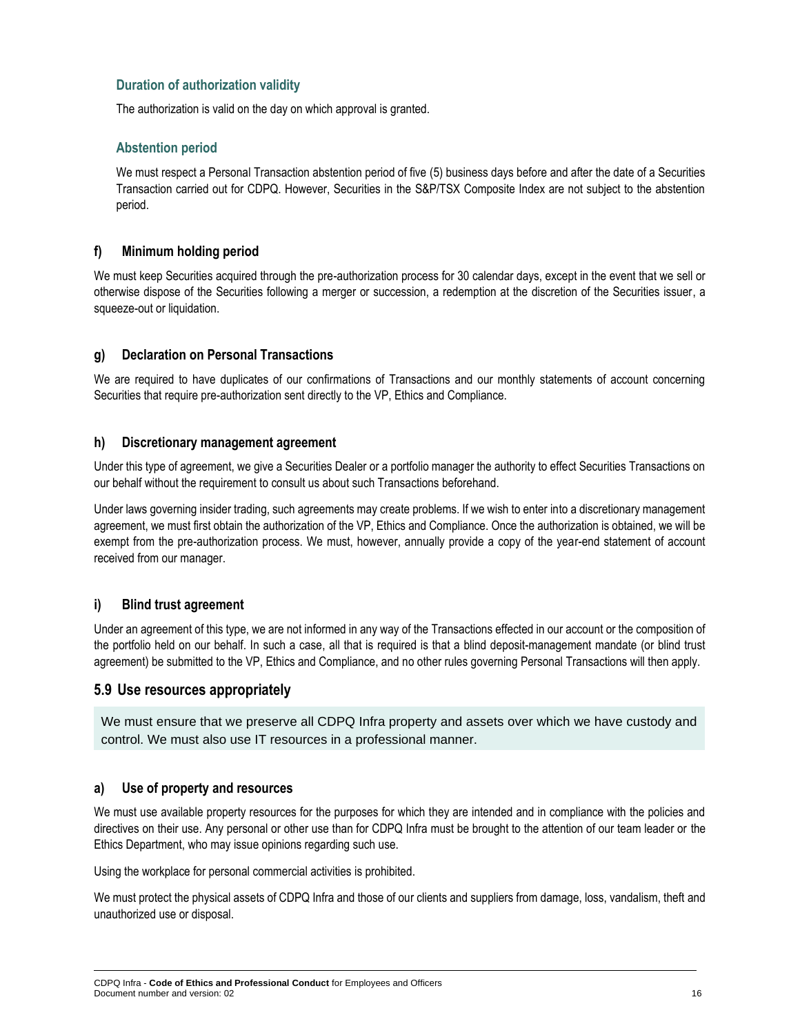#### Duration of authorization validity

The authorization is valid on the day on which approval is granted.

#### Abstention period

We must respect a Personal Transaction abstention period of five (5) business days before and after the date of a Securities Transaction carried out for CDPQ. However, Securities in the S&P/TSX Composite Index are not subject to the abstention period.

### f) Minimum holding period

We must keep Securities acquired through the pre-authorization process for 30 calendar days, except in the event that we sell or otherwise dispose of the Securities following a merger or succession, a redemption at the discretion of the Securities issuer, a squeeze-out or liquidation.

### g) Declaration on Personal Transactions

We are required to have duplicates of our confirmations of Transactions and our monthly statements of account concerning Securities that require pre-authorization sent directly to the VP, Ethics and Compliance.

### h) Discretionary management agreement

Under this type of agreement, we give a Securities Dealer or a portfolio manager the authority to effect Securities Transactions on our behalf without the requirement to consult us about such Transactions beforehand.

Under laws governing insider trading, such agreements may create problems. If we wish to enter into a discretionary management agreement, we must first obtain the authorization of the VP, Ethics and Compliance. Once the authorization is obtained, we will be exempt from the pre-authorization process. We must, however, annually provide a copy of the year-end statement of account received from our manager.

### i) Blind trust agreement

Under an agreement of this type, we are not informed in any way of the Transactions effected in our account or the composition of the portfolio held on our behalf. In such a case, all that is required is that a blind deposit-management mandate (or blind trust agreement) be submitted to the VP, Ethics and Compliance, and no other rules governing Personal Transactions will then apply.

## 5.9 Use resources appropriately

We must ensure that we preserve all CDPQ Infra property and assets over which we have custody and control. We must also use IT resources in a professional manner.

### a) Use of property and resources

We must use available property resources for the purposes for which they are intended and in compliance with the policies and directives on their use. Any personal or other use than for CDPQ Infra must be brought to the attention of our team leader or the Ethics Department, who may issue opinions regarding such use.

Using the workplace for personal commercial activities is prohibited.

We must protect the physical assets of CDPQ Infra and those of our clients and suppliers from damage, loss, vandalism, theft and unauthorized use or disposal.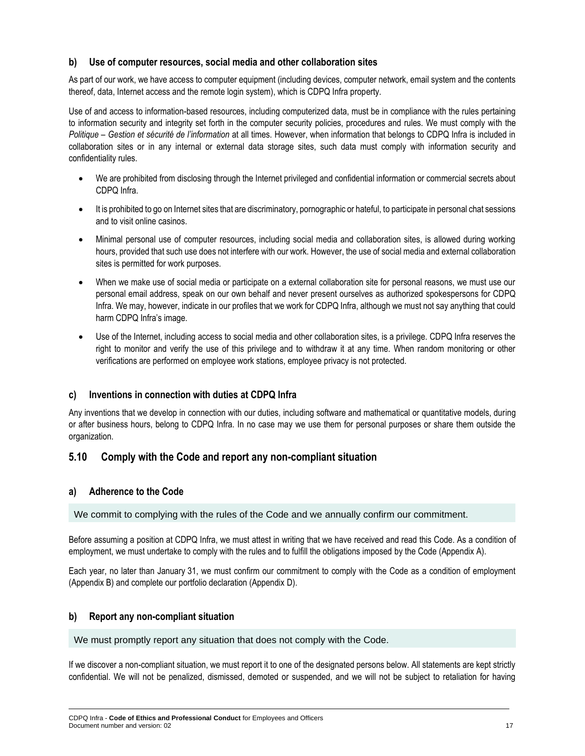### b) Use of computer resources, social media and other collaboration sites

As part of our work, we have access to computer equipment (including devices, computer network, email system and the contents thereof, data, Internet access and the remote login system), which is CDPQ Infra property.

Use of and access to information-based resources, including computerized data, must be in compliance with the rules pertaining to information security and integrity set forth in the computer security policies, procedures and rules. We must comply with the *Politique – Gestion et sécurité de l'information* at all times. However, when information that belongs to CDPQ Infra is included in collaboration sites or in any internal or external data storage sites, such data must comply with information security and confidentiality rules.

- We are prohibited from disclosing through the Internet privileged and confidential information or commercial secrets about CDPQ Infra.
- It is prohibited to go on Internet sites that are discriminatory, pornographic or hateful, to participate in personal chat sessions and to visit online casinos.
- Minimal personal use of computer resources, including social media and collaboration sites, is allowed during working hours, provided that such use does not interfere with our work. However, the use of social media and external collaboration sites is permitted for work purposes.
- When we make use of social media or participate on a external collaboration site for personal reasons, we must use our personal email address, speak on our own behalf and never present ourselves as authorized spokespersons for CDPQ Infra. We may, however, indicate in our profiles that we work for CDPQ Infra, although we must not say anything that could harm CDPQ Infra's image.
- Use of the Internet, including access to social media and other collaboration sites, is a privilege. CDPQ Infra reserves the right to monitor and verify the use of this privilege and to withdraw it at any time. When random monitoring or other verifications are performed on employee work stations, employee privacy is not protected.

### c) Inventions in connection with duties at CDPQ Infra

Any inventions that we develop in connection with our duties, including software and mathematical or quantitative models, during or after business hours, belong to CDPQ Infra. In no case may we use them for personal purposes or share them outside the organization.

## 5.10 Comply with the Code and report any non-compliant situation

### a) Adherence to the Code

We commit to complying with the rules of the Code and we annually confirm our commitment.

Before assuming a position at CDPQ Infra, we must attest in writing that we have received and read this Code. As a condition of employment, we must undertake to comply with the rules and to fulfill the obligations imposed by the Code (Appendix A).

Each year, no later than January 31, we must confirm our commitment to comply with the Code as a condition of employment (Appendix B) and complete our portfolio declaration (Appendix D).

### b) Report any non-compliant situation

We must promptly report any situation that does not comply with the Code.

If we discover a non-compliant situation, we must report it to one of the designated persons below. All statements are kept strictly confidential. We will not be penalized, dismissed, demoted or suspended, and we will not be subject to retaliation for having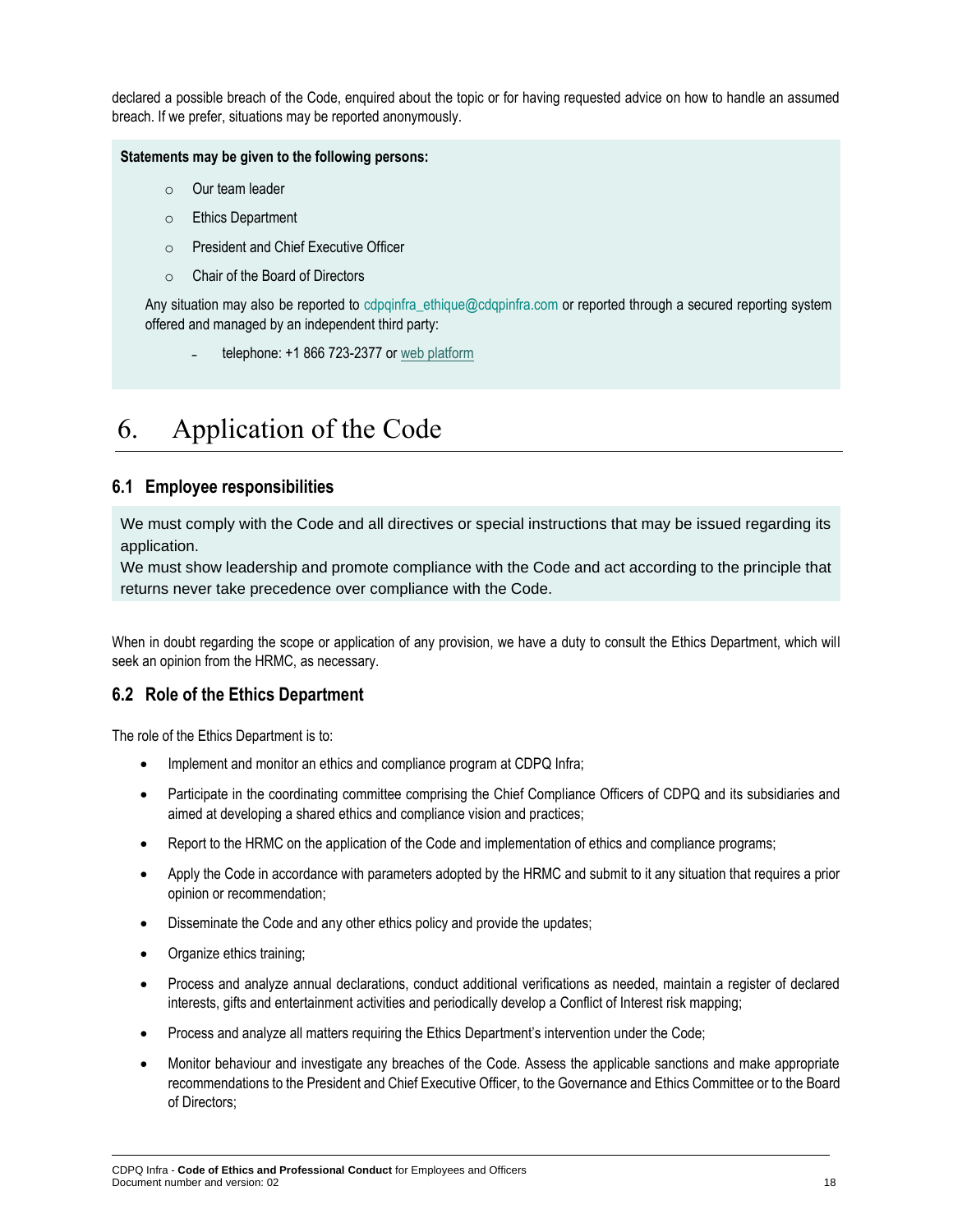declared a possible breach of the Code, enquired about the topic or for having requested advice on how to handle an assumed breach. If we prefer, situations may be reported anonymously.

**Statements may be given to the following persons:**

- Our team leader
- Ethics Department
- President and Chief Executive Officer
- Chair of the Board of Directors

Any situation may also be reported to cdpqinfra_ethique@cdqpinfra.com or reported through a secured reporting system offered and managed by an independent third party:

- telephone: +1 866 723-2377 or web platform

# 6. Application of the Code

## 6.1 Employee responsibilities

We must comply with the Code and all directives or special instructions that may be issued regarding its application.
We must show leadership and promote compliance with the Code and act according to the principle that returns never take precedence over compliance with the Code.

When in doubt regarding the scope or application of any provision, we have a duty to consult the Ethics Department, which will seek an opinion from the HRMC, as necessary.

## 6.2 Role of the Ethics Department

The role of the Ethics Department is to:

- Implement and monitor an ethics and compliance program at CDPQ Infra;
- Participate in the coordinating committee comprising the Chief Compliance Officers of CDPQ and its subsidiaries and aimed at developing a shared ethics and compliance vision and practices;
- Report to the HRMC on the application of the Code and implementation of ethics and compliance programs;
- Apply the Code in accordance with parameters adopted by the HRMC and submit to it any situation that requires a prior opinion or recommendation;
- Disseminate the Code and any other ethics policy and provide the updates;
- Organize ethics training;
- Process and analyze annual declarations, conduct additional verifications as needed, maintain a register of declared interests, gifts and entertainment activities and periodically develop a Conflict of Interest risk mapping;
- Process and analyze all matters requiring the Ethics Department's intervention under the Code;
- Monitor behaviour and investigate any breaches of the Code. Assess the applicable sanctions and make appropriate recommendations to the President and Chief Executive Officer, to the Governance and Ethics Committee or to the Board of Directors;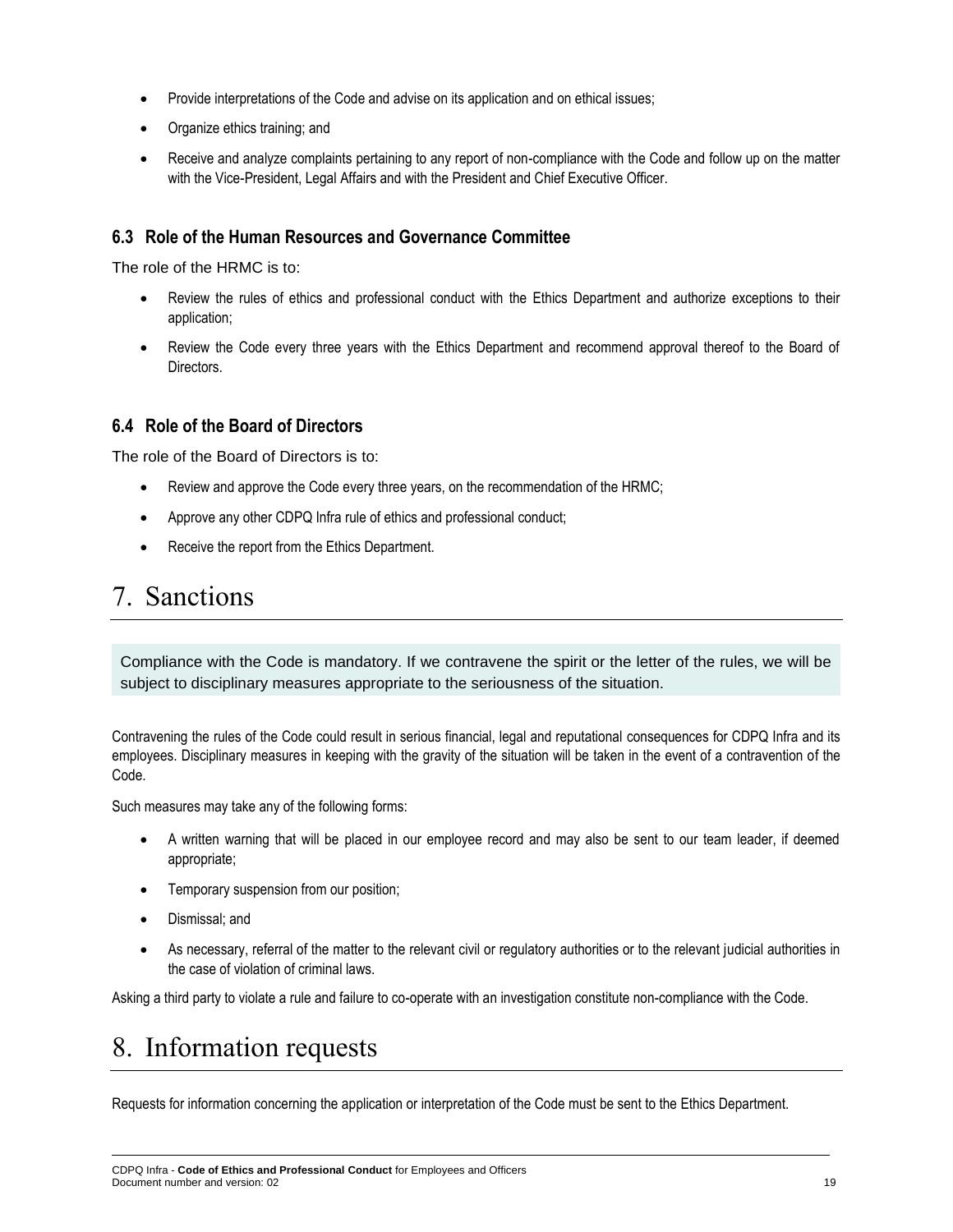- Provide interpretations of the Code and advise on its application and on ethical issues;
- Organize ethics training; and
- Receive and analyze complaints pertaining to any report of non-compliance with the Code and follow up on the matter with the Vice-President, Legal Affairs and with the President and Chief Executive Officer.

### 6.3 Role of the Human Resources and Governance Committee

The role of the HRMC is to:

- Review the rules of ethics and professional conduct with the Ethics Department and authorize exceptions to their application;
- Review the Code every three years with the Ethics Department and recommend approval thereof to the Board of Directors.

### 6.4 Role of the Board of Directors

The role of the Board of Directors is to:

- Review and approve the Code every three years, on the recommendation of the HRMC;
- Approve any other CDPQ Infra rule of ethics and professional conduct;
- Receive the report from the Ethics Department.

## 7. Sanctions

Compliance with the Code is mandatory. If we contravene the spirit or the letter of the rules, we will be subject to disciplinary measures appropriate to the seriousness of the situation.

Contravening the rules of the Code could result in serious financial, legal and reputational consequences for CDPQ Infra and its employees. Disciplinary measures in keeping with the gravity of the situation will be taken in the event of a contravention of the Code.

Such measures may take any of the following forms:

- A written warning that will be placed in our employee record and may also be sent to our team leader, if deemed appropriate;
- Temporary suspension from our position;
- Dismissal; and
- As necessary, referral of the matter to the relevant civil or regulatory authorities or to the relevant judicial authorities in the case of violation of criminal laws.

Asking a third party to violate a rule and failure to co-operate with an investigation constitute non-compliance with the Code.

## 8. Information requests

Requests for information concerning the application or interpretation of the Code must be sent to the Ethics Department.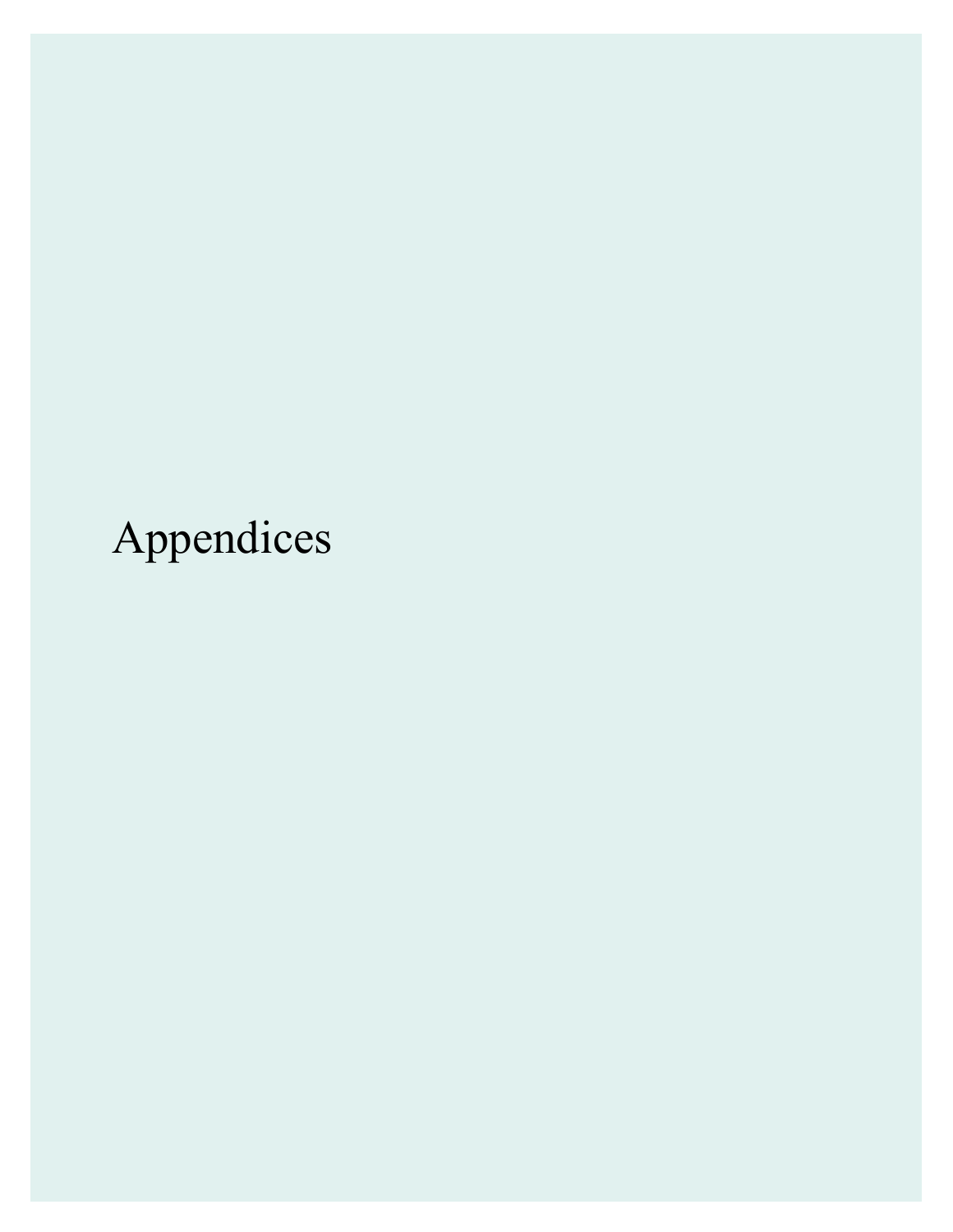# Appendices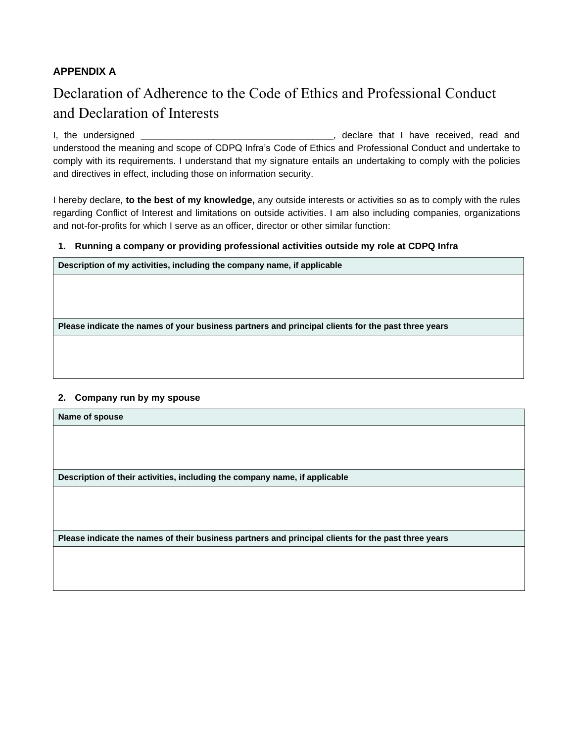**APPENDIX A**

# Declaration of Adherence to the Code of Ethics and Professional Conduct and Declaration of Interests

I, the undersigned _____________________________________, declare that I have received, read and understood the meaning and scope of CDPQ Infra's Code of Ethics and Professional Conduct and undertake to comply with its requirements. I understand that my signature entails an undertaking to comply with the policies and directives in effect, including those on information security.

I hereby declare, **to the best of my knowledge,** any outside interests or activities so as to comply with the rules regarding Conflict of Interest and limitations on outside activities. I am also including companies, organizations and not-for-profits for which I serve as an officer, director or other similar function:

**1. Running a company or providing professional activities outside my role at CDPQ Infra**

| Description of my activities, including the company name, if applicable |
|---|
| |
| **Please indicate the names of your business partners and principal clients for the past three years** |
| |

**2. Company run by my spouse**

| Name of spouse |
|---|
| |
| **Description of their activities, including the company name, if applicable** |
| |
| **Please indicate the names of their business partners and principal clients for the past three years** |
| |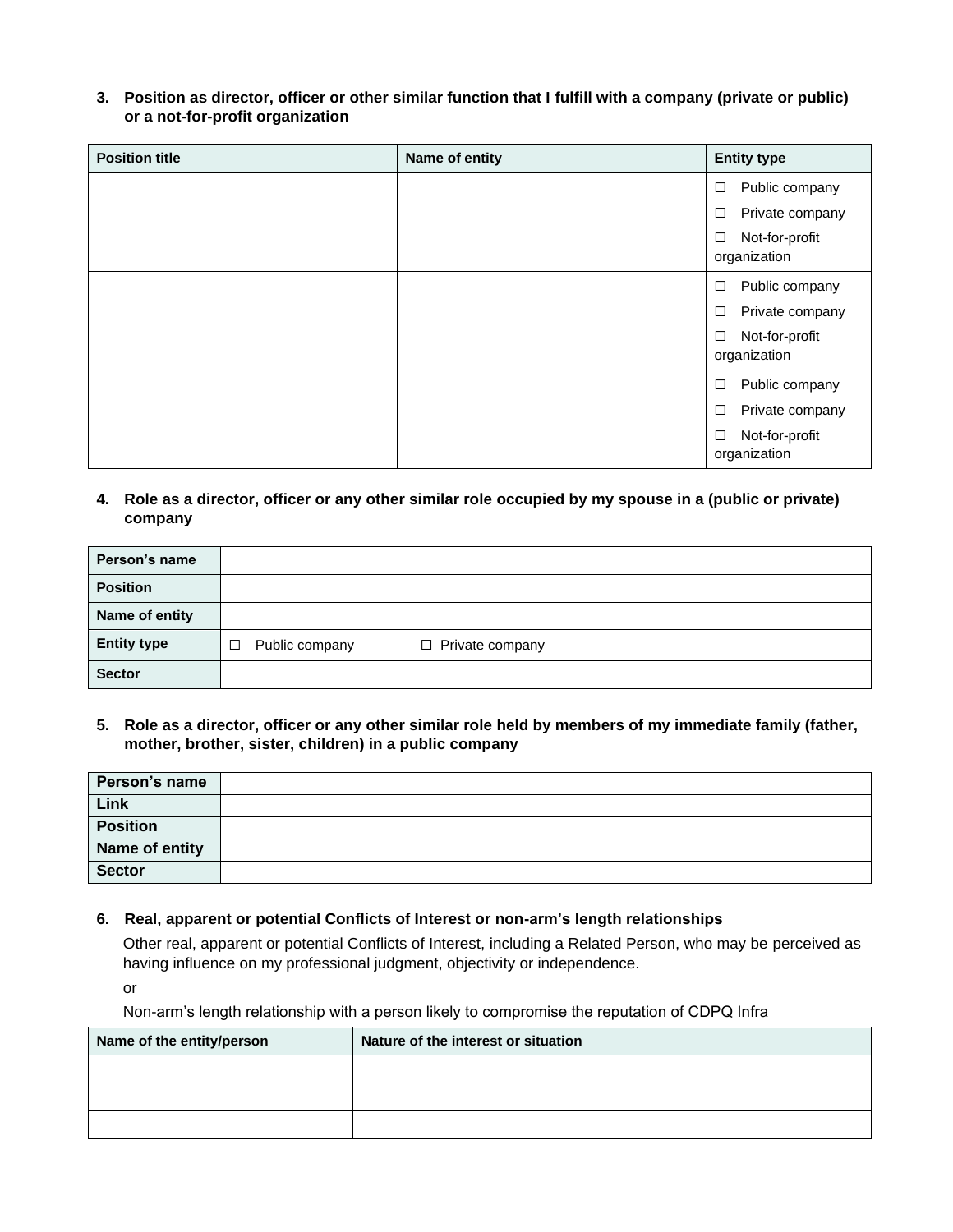**3. Position as director, officer or other similar function that I fulfill with a company (private or public) or a not-for-profit organization**

| Position title | Name of entity | Entity type |
|---|---|---|
| | | ☐ Public company<br>☐ Private company<br>☐ Not-for-profit organization |
| | | ☐ Public company<br>☐ Private company<br>☐ Not-for-profit organization |
| | | ☐ Public company<br>☐ Private company<br>☐ Not-for-profit organization |

**4. Role as a director, officer or any other similar role occupied by my spouse in a (public or private) company**

| | |
|---|---|
| **Person's name** | |
| **Position** | |
| **Name of entity** | |
| **Entity type** | ☐ Public company ☐ Private company |
| **Sector** | |

**5. Role as a director, officer or any other similar role held by members of my immediate family (father, mother, brother, sister, children) in a public company**

| | |
|---|---|
| **Person's name** | |
| **Link** | |
| **Position** | |
| **Name of entity** | |
| **Sector** | |

**6. Real, apparent or potential Conflicts of Interest or non-arm's length relationships**

Other real, apparent or potential Conflicts of Interest, including a Related Person, who may be perceived as having influence on my professional judgment, objectivity or independence.

or

Non-arm's length relationship with a person likely to compromise the reputation of CDPQ Infra

| Name of the entity/person | Nature of the interest or situation |
|---|---|
| | |
| | |
| | |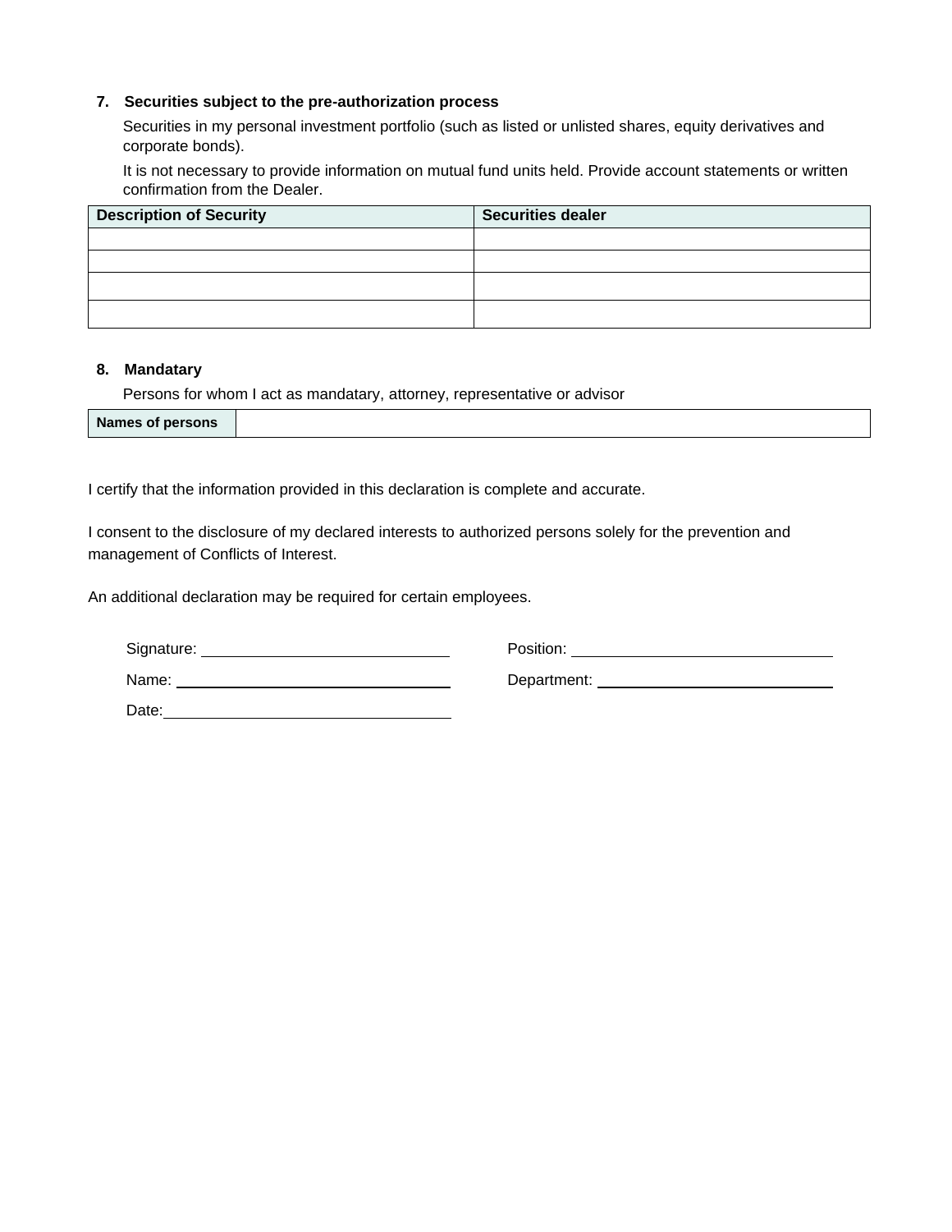### 7. Securities subject to the pre-authorization process

Securities in my personal investment portfolio (such as listed or unlisted shares, equity derivatives and corporate bonds).

It is not necessary to provide information on mutual fund units held. Provide account statements or written confirmation from the Dealer.

| Description of Security | Securities dealer |
|---|---|
| | |
| | |
| | |
| | |

### 8. Mandatary

Persons for whom I act as mandatary, attorney, representative or advisor

| Names of persons | |
|---|---|

I certify that the information provided in this declaration is complete and accurate.

I consent to the disclosure of my declared interests to authorized persons solely for the prevention and management of Conflicts of Interest.

An additional declaration may be required for certain employees.

Signature: ____________________ Position: ____________________

Name: ____________________ Department: ____________________

Date: ____________________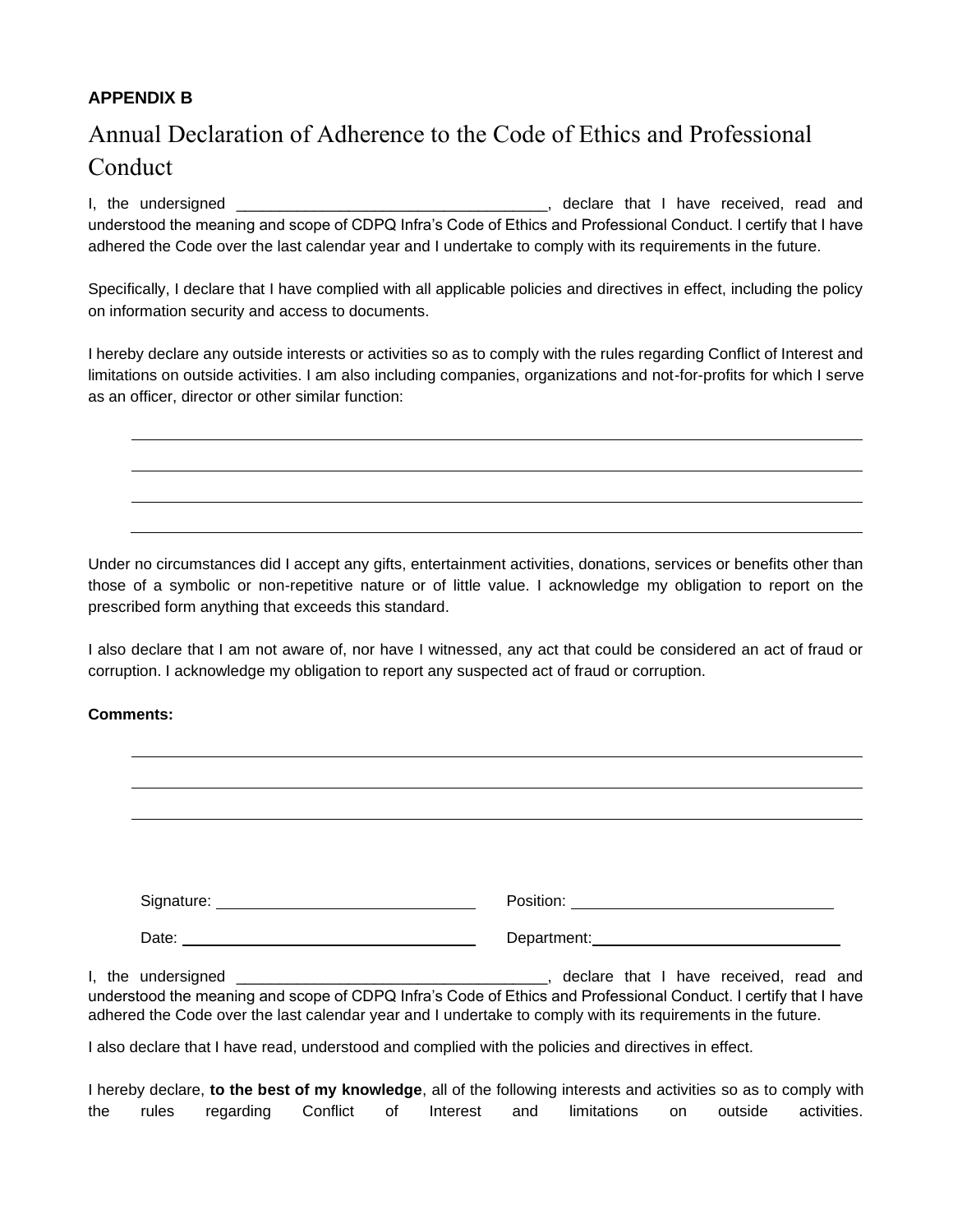**APPENDIX B**

# Annual Declaration of Adherence to the Code of Ethics and Professional Conduct

I, the undersigned ____________________________________, declare that I have received, read and understood the meaning and scope of CDPQ Infra's Code of Ethics and Professional Conduct. I certify that I have adhered the Code over the last calendar year and I undertake to comply with its requirements in the future.

Specifically, I declare that I have complied with all applicable policies and directives in effect, including the policy on information security and access to documents.

I hereby declare any outside interests or activities so as to comply with the rules regarding Conflict of Interest and limitations on outside activities. I am also including companies, organizations and not-for-profits for which I serve as an officer, director or other similar function:

____________________________________________________________

____________________________________________________________

____________________________________________________________

____________________________________________________________

Under no circumstances did I accept any gifts, entertainment activities, donations, services or benefits other than those of a symbolic or non-repetitive nature or of little value. I acknowledge my obligation to report on the prescribed form anything that exceeds this standard.

I also declare that I am not aware of, nor have I witnessed, any act that could be considered an act of fraud or corruption. I acknowledge my obligation to report any suspected act of fraud or corruption.

**Comments:**

____________________________________________________________

____________________________________________________________

____________________________________________________________

Signature: ______________________________ Position: ______________________________

Date: ______________________________ Department: ______________________________

I, the undersigned ____________________________________, declare that I have received, read and understood the meaning and scope of CDPQ Infra's Code of Ethics and Professional Conduct. I certify that I have adhered the Code over the last calendar year and I undertake to comply with its requirements in the future.

I also declare that I have read, understood and complied with the policies and directives in effect.

I hereby declare, **to the best of my knowledge**, all of the following interests and activities so as to comply with the rules regarding Conflict of Interest and limitations on outside activities.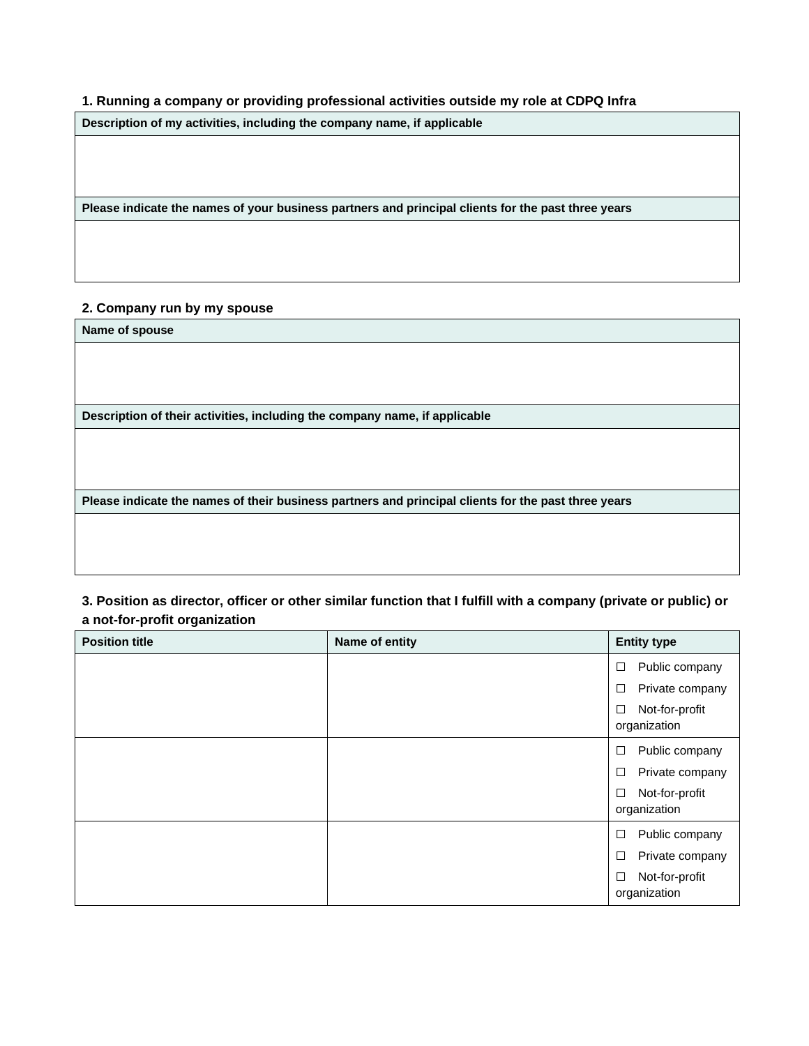### 1. Running a company or providing professional activities outside my role at CDPQ Infra

| Description of my activities, including the company name, if applicable |
|---|
| |
| **Please indicate the names of your business partners and principal clients for the past three years** |
| |

### 2. Company run by my spouse

| Name of spouse |
|---|
| |
| **Description of their activities, including the company name, if applicable** |
| |
| **Please indicate the names of their business partners and principal clients for the past three years** |
| |

### 3. Position as director, officer or other similar function that I fulfill with a company (private or public) or a not-for-profit organization

| Position title | Name of entity | Entity type |
|---|---|---|
| | | ☐ Public company<br>☐ Private company<br>☐ Not-for-profit organization |
| | | ☐ Public company<br>☐ Private company<br>☐ Not-for-profit organization |
| | | ☐ Public company<br>☐ Private company<br>☐ Not-for-profit organization |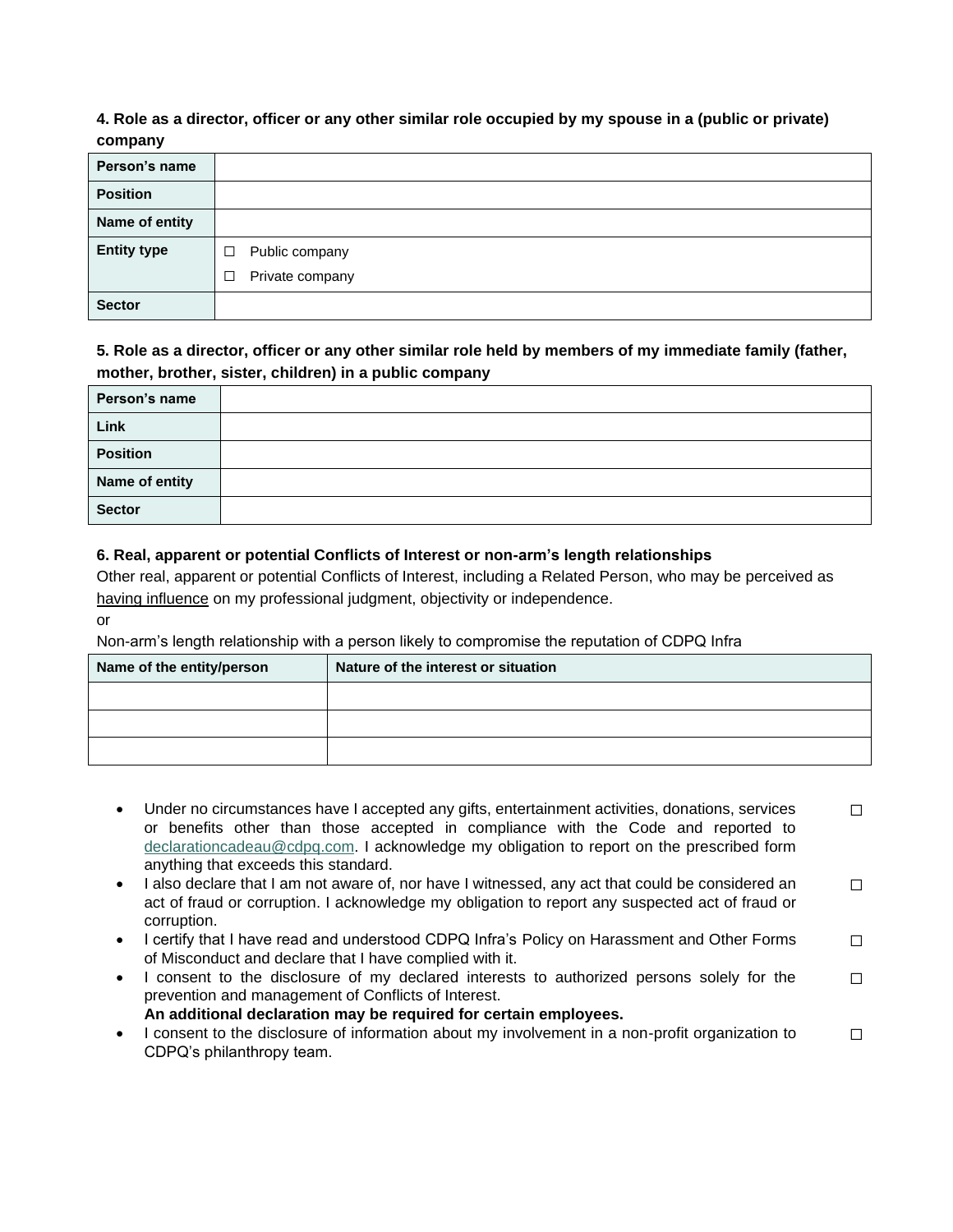**4. Role as a director, officer or any other similar role occupied by my spouse in a (public or private) company**

| **Person's name** | |
|---|---|
| **Position** | |
| **Name of entity** | |
| **Entity type** | ☐ Public company<br>☐ Private company |
| **Sector** | |

**5. Role as a director, officer or any other similar role held by members of my immediate family (father, mother, brother, sister, children) in a public company**

| **Person's name** | |
|---|---|
| **Link** | |
| **Position** | |
| **Name of entity** | |
| **Sector** | |

**6. Real, apparent or potential Conflicts of Interest or non-arm's length relationships**

Other real, apparent or potential Conflicts of Interest, including a Related Person, who may be perceived as having influence on my professional judgment, objectivity or independence.

or

Non-arm's length relationship with a person likely to compromise the reputation of CDPQ Infra

| **Name of the entity/person** | **Nature of the interest or situation** |
|---|---|
| | |
| | |
| | |

- Under no circumstances have I accepted any gifts, entertainment activities, donations, services or benefits other than those accepted in compliance with the Code and reported to declarationcadeau@cdpq.com. I acknowledge my obligation to report on the prescribed form anything that exceeds this standard. ☐
- I also declare that I am not aware of, nor have I witnessed, any act that could be considered an act of fraud or corruption. I acknowledge my obligation to report any suspected act of fraud or corruption. ☐
- I certify that I have read and understood CDPQ Infra's Policy on Harassment and Other Forms of Misconduct and declare that I have complied with it. ☐
- I consent to the disclosure of my declared interests to authorized persons solely for the prevention and management of Conflicts of Interest. ☐
  **An additional declaration may be required for certain employees.**
- I consent to the disclosure of information about my involvement in a non-profit organization to CDPQ's philanthropy team. ☐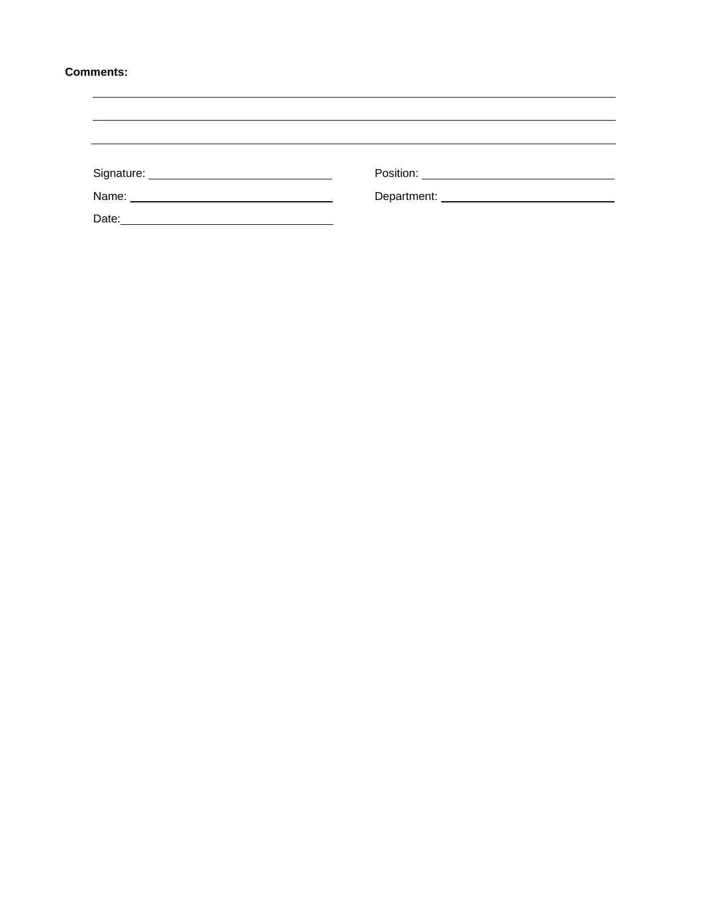**Comments:**

\_\_\_\_\_\_\_\_\_\_\_\_\_\_\_\_\_\_\_\_\_\_\_\_\_\_\_\_\_\_\_\_\_\_\_\_\_\_\_\_\_\_\_\_\_\_\_\_\_\_\_\_\_\_\_\_\_\_\_\_\_\_\_\_\_\_\_\_\_\_

\_\_\_\_\_\_\_\_\_\_\_\_\_\_\_\_\_\_\_\_\_\_\_\_\_\_\_\_\_\_\_\_\_\_\_\_\_\_\_\_\_\_\_\_\_\_\_\_\_\_\_\_\_\_\_\_\_\_\_\_\_\_\_\_\_\_\_\_\_\_

\_\_\_\_\_\_\_\_\_\_\_\_\_\_\_\_\_\_\_\_\_\_\_\_\_\_\_\_\_\_\_\_\_\_\_\_\_\_\_\_\_\_\_\_\_\_\_\_\_\_\_\_\_\_\_\_\_\_\_\_\_\_\_\_\_\_\_\_\_\_

Signature: \_\_\_\_\_\_\_\_\_\_\_\_\_\_\_\_\_\_\_\_\_\_\_\_\_\_\_\_

Position: \_\_\_\_\_\_\_\_\_\_\_\_\_\_\_\_\_\_\_\_\_\_\_\_\_\_\_\_

Name: \_\_\_\_\_\_\_\_\_\_\_\_\_\_\_\_\_\_\_\_\_\_\_\_\_\_\_\_

Department: \_\_\_\_\_\_\_\_\_\_\_\_\_\_\_\_\_\_\_\_\_\_\_\_\_\_\_\_

Date: \_\_\_\_\_\_\_\_\_\_\_\_\_\_\_\_\_\_\_\_\_\_\_\_\_\_\_\_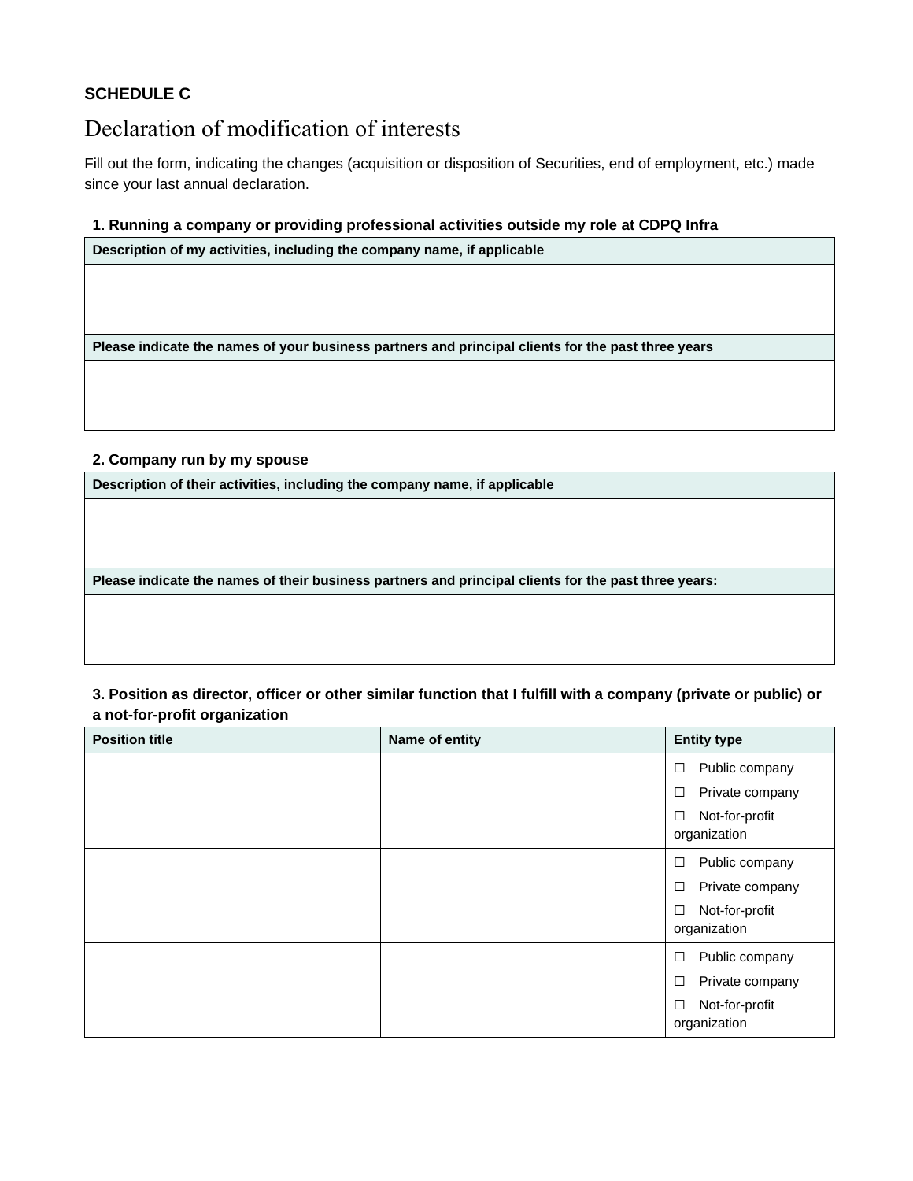**SCHEDULE C**

# Declaration of modification of interests

Fill out the form, indicating the changes (acquisition or disposition of Securities, end of employment, etc.) made since your last annual declaration.

### 1. Running a company or providing professional activities outside my role at CDPQ Infra

| Description of my activities, including the company name, if applicable |
| --- |
| |
| **Please indicate the names of your business partners and principal clients for the past three years** |
| |

### 2. Company run by my spouse

| Description of their activities, including the company name, if applicable |
| --- |
| |
| **Please indicate the names of their business partners and principal clients for the past three years:** |
| |

### 3. Position as director, officer or other similar function that I fulfill with a company (private or public) or a not-for-profit organization

| Position title | Name of entity | Entity type |
| --- | --- | --- |
| | | ☐ Public company<br>☐ Private company<br>☐ Not-for-profit organization |
| | | ☐ Public company<br>☐ Private company<br>☐ Not-for-profit organization |
| | | ☐ Public company<br>☐ Private company<br>☐ Not-for-profit organization |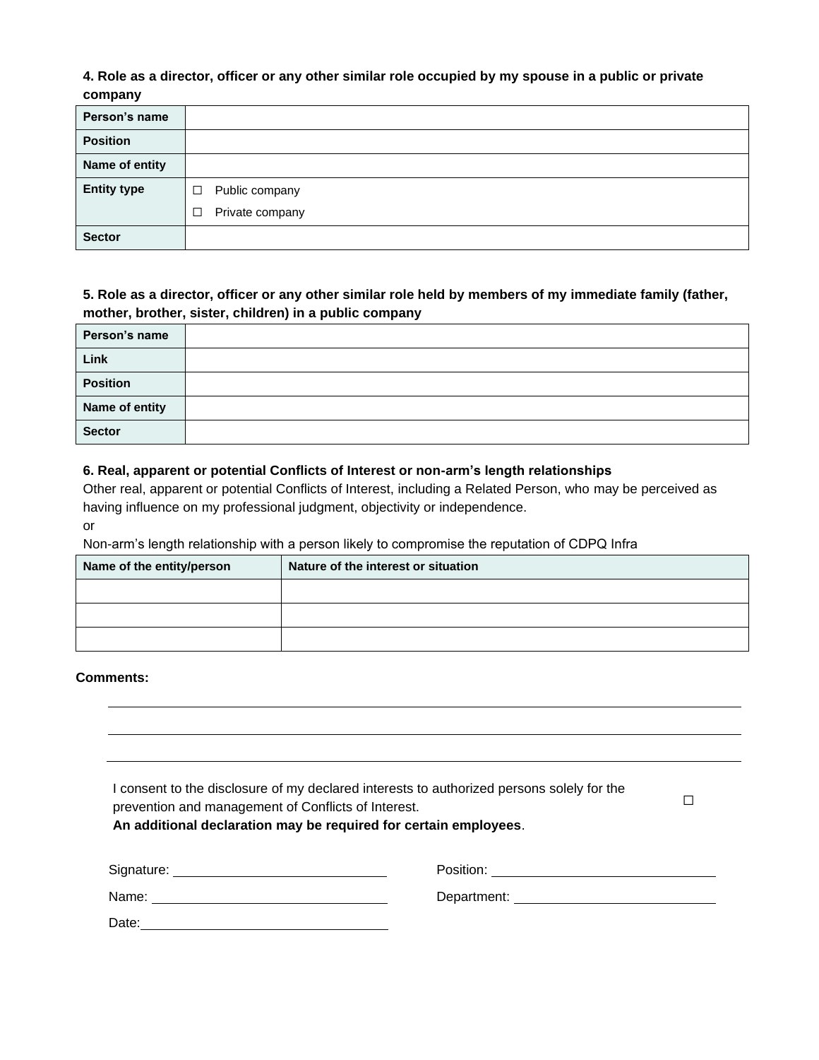**4. Role as a director, officer or any other similar role occupied by my spouse in a public or private company**

| | |
|---|---|
| **Person's name** | |
| **Position** | |
| **Name of entity** | |
| **Entity type** | ☐ Public company<br>☐ Private company |
| **Sector** | |

**5. Role as a director, officer or any other similar role held by members of my immediate family (father, mother, brother, sister, children) in a public company**

| | |
|---|---|
| **Person's name** | |
| **Link** | |
| **Position** | |
| **Name of entity** | |
| **Sector** | |

**6. Real, apparent or potential Conflicts of Interest or non-arm's length relationships**

Other real, apparent or potential Conflicts of Interest, including a Related Person, who may be perceived as having influence on my professional judgment, objectivity or independence.

or

Non-arm's length relationship with a person likely to compromise the reputation of CDPQ Infra

| Name of the entity/person | Nature of the interest or situation |
|---|---|
| | |
| | |
| | |

**Comments:**

_______________________________________________

_______________________________________________

_______________________________________________

I consent to the disclosure of my declared interests to authorized persons solely for the prevention and management of Conflicts of Interest. ☐

**An additional declaration may be required for certain employees**.

Signature: ____________________ Position: ____________________

Name: ____________________ Department: ____________________

Date: ____________________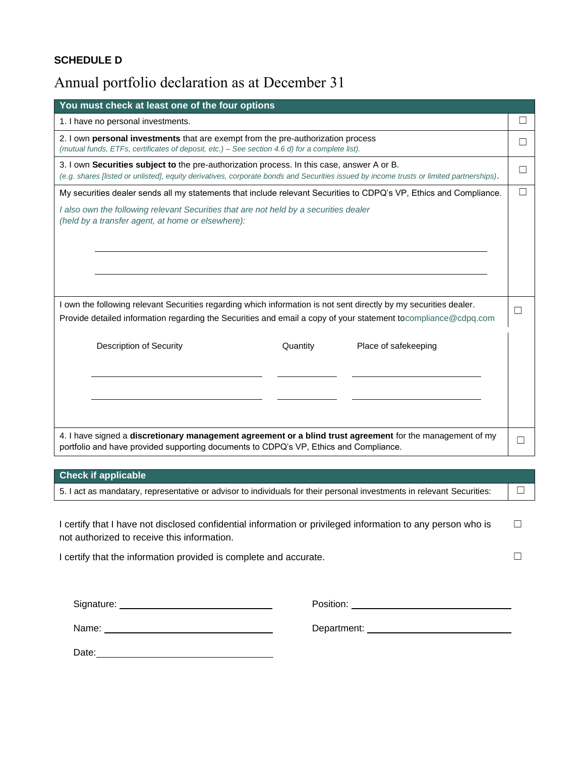**SCHEDULE D**

# Annual portfolio declaration as at December 31

| You must check at least one of the four options | |
|---|---|
| 1. I have no personal investments. | ☐ |
| 2. I own **personal investments** that are exempt from the pre-authorization process<br>*(mutual funds, ETFs, certificates of deposit, etc.) – See section 4.6 d) for a complete list).* | ☐ |
| 3. I own **Securities subject to** the pre-authorization process. In this case, answer A or B.<br>*(e.g. shares [listed or unlisted], equity derivatives, corporate bonds and Securities issued by income trusts or limited partnerships)*. | ☐ |
| My securities dealer sends all my statements that include relevant Securities to CDPQ's VP, Ethics and Compliance.<br><br>*I also own the following relevant Securities that are not held by a securities dealer (held by a transfer agent, at home or elsewhere):*<br><br>\_\_\_\_\_\_\_\_\_\_\_\_\_\_\_\_\_\_\_\_\_\_\_\_\_\_\_\_\_\_\_\_\_\_\_\_\_\_\_\_<br><br>\_\_\_\_\_\_\_\_\_\_\_\_\_\_\_\_\_\_\_\_\_\_\_\_\_\_\_\_\_\_\_\_\_\_\_\_\_\_\_\_ | ☐ |
| I own the following relevant Securities regarding which information is not sent directly by my securities dealer.<br>Provide detailed information regarding the Securities and email a copy of your statement to compliance@cdpq.com<br><br>Description of Security \| Quantity \| Place of safekeeping<br><br>\_\_\_\_\_\_\_\_\_\_\_\_\_\_\_\_\_\_\_\_ \_\_\_\_\_\_\_\_ \_\_\_\_\_\_\_\_\_\_\_\_\_\_\_\_<br><br>\_\_\_\_\_\_\_\_\_\_\_\_\_\_\_\_\_\_\_\_ \_\_\_\_\_\_\_\_ \_\_\_\_\_\_\_\_\_\_\_\_\_\_\_\_ | ☐ |
| 4. I have signed a **discretionary management agreement or a blind trust agreement** for the management of my portfolio and have provided supporting documents to CDPQ's VP, Ethics and Compliance. | ☐ |

| Check if applicable | |
|---|---|
| 5. I act as mandatary, representative or advisor to individuals for their personal investments in relevant Securities: | ☐ |

I certify that I have not disclosed confidential information or privileged information to any person who is not authorized to receive this information. ☐

I certify that the information provided is complete and accurate. ☐

Signature: \_\_\_\_\_\_\_\_\_\_\_\_\_\_\_\_\_\_\_\_\_\_\_\_ Position: \_\_\_\_\_\_\_\_\_\_\_\_\_\_\_\_\_\_\_\_\_\_\_\_

Name: \_\_\_\_\_\_\_\_\_\_\_\_\_\_\_\_\_\_\_\_\_\_\_\_ Department: \_\_\_\_\_\_\_\_\_\_\_\_\_\_\_\_\_\_\_\_\_\_\_\_

Date: \_\_\_\_\_\_\_\_\_\_\_\_\_\_\_\_\_\_\_\_\_\_\_\_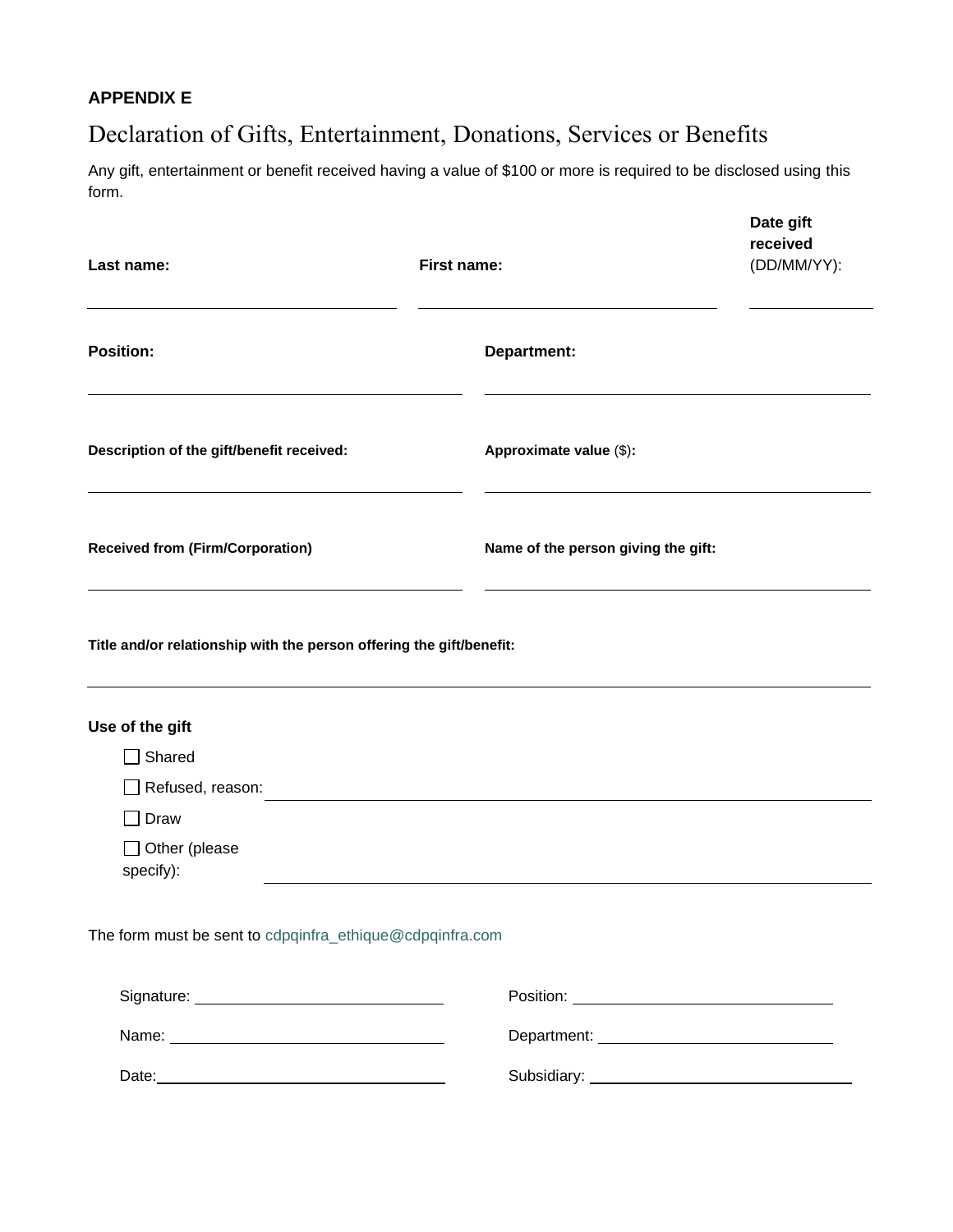**APPENDIX E**

# Declaration of Gifts, Entertainment, Donations, Services or Benefits

Any gift, entertainment or benefit received having a value of $100 or more is required to be disclosed using this form.

**Last name:** ______________________ **First name:** ______________________ **Date gift received** (DD/MM/YY): __________

**Position:** ______________________ **Department:** ______________________

**Description of the gift/benefit received:** ______________________ **Approximate value** ($)**:** ______________________

**Received from (Firm/Corporation)** ______________________ **Name of the person giving the gift:** ______________________

**Title and/or relationship with the person offering the gift/benefit:** ______________________

**Use of the gift**

- ☐ Shared
- ☐ Refused, reason: ______________________
- ☐ Draw
- ☐ Other (please specify): ______________________

The form must be sent to cdpqinfra_ethique@cdpqinfra.com

Signature: ______________________ Position: ______________________

Name: ______________________ Department: ______________________

Date: ______________________ Subsidiary: ______________________